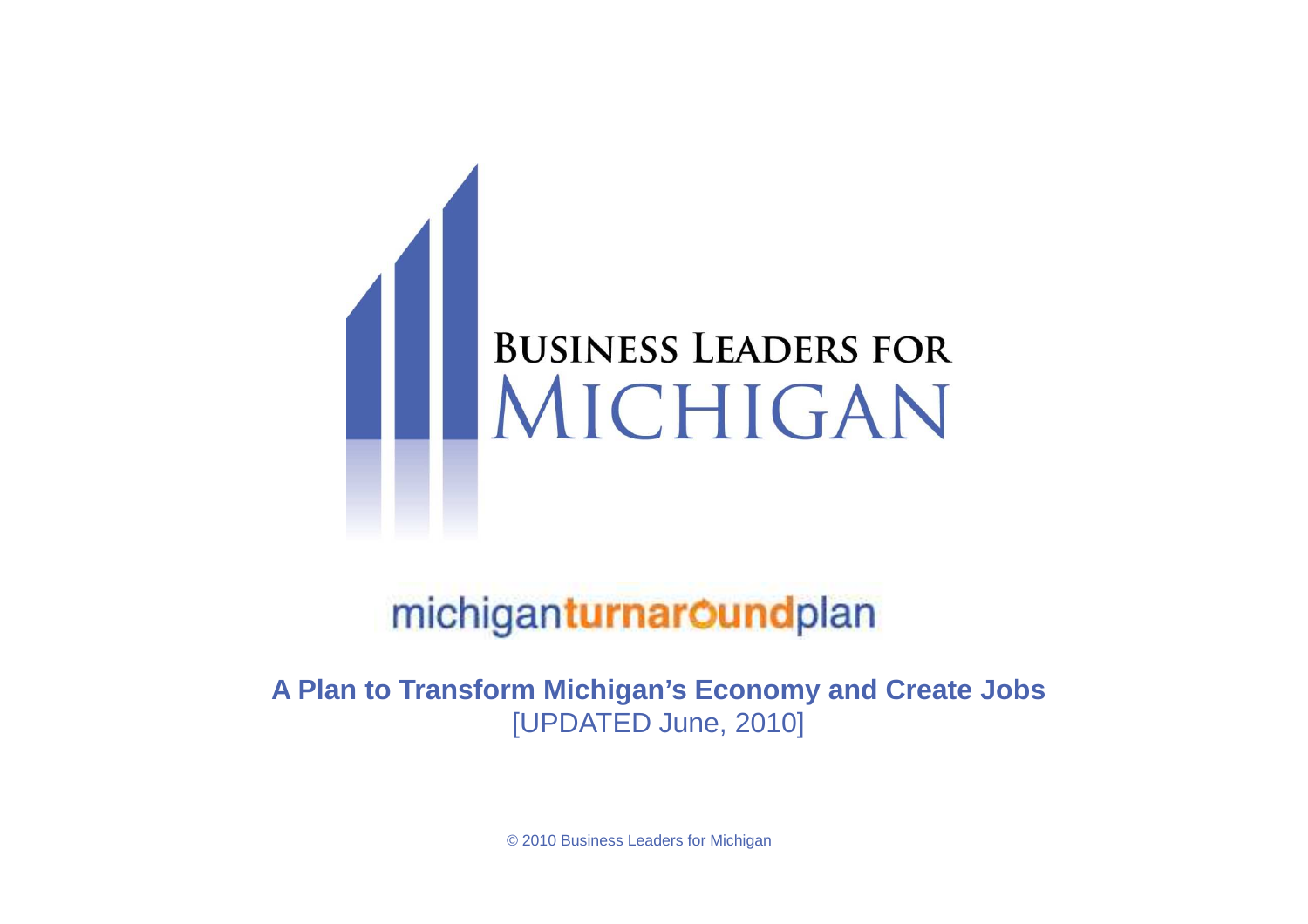# Business Leaders for Michigan

## michiganturnaroundplan

**A Plan to Transform Michigan's Economy and Create Jobs**

[UPDATED June, 2010]

© 2010 Business Leaders for Michigan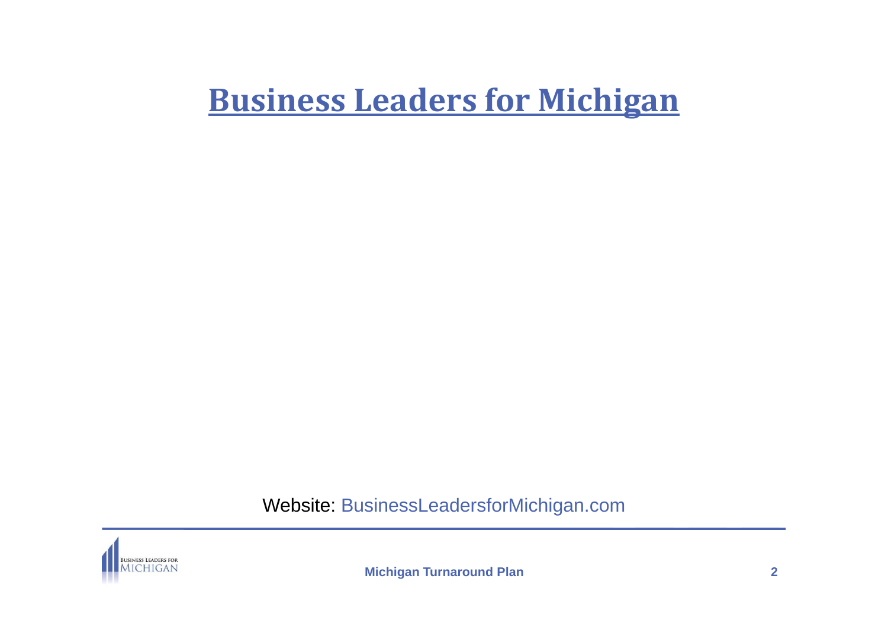# Business Leaders for Michigan

Website: BusinessLeadersforMichigan.com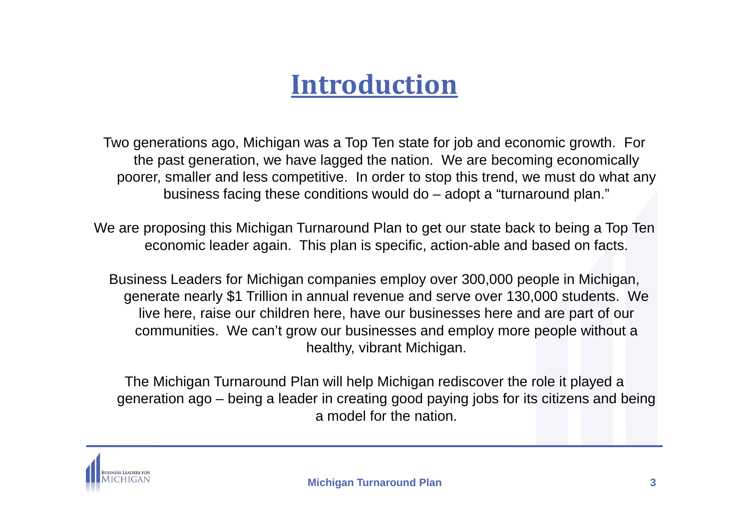# Introduction

Two generations ago, Michigan was a Top Ten state for job and economic growth. For the past generation, we have lagged the nation. We are becoming economically poorer, smaller and less competitive. In order to stop this trend, we must do what any business facing these conditions would do – adopt a "turnaround plan."

We are proposing this Michigan Turnaround Plan to get our state back to being a Top Ten economic leader again. This plan is specific, action-able and based on facts.

Business Leaders for Michigan companies employ over 300,000 people in Michigan, generate nearly $1 Trillion in annual revenue and serve over 130,000 students. We live here, raise our children here, have our businesses here and are part of our communities. We can't grow our businesses and employ more people without a healthy, vibrant Michigan.

The Michigan Turnaround Plan will help Michigan rediscover the role it played a generation ago – being a leader in creating good paying jobs for its citizens and being a model for the nation.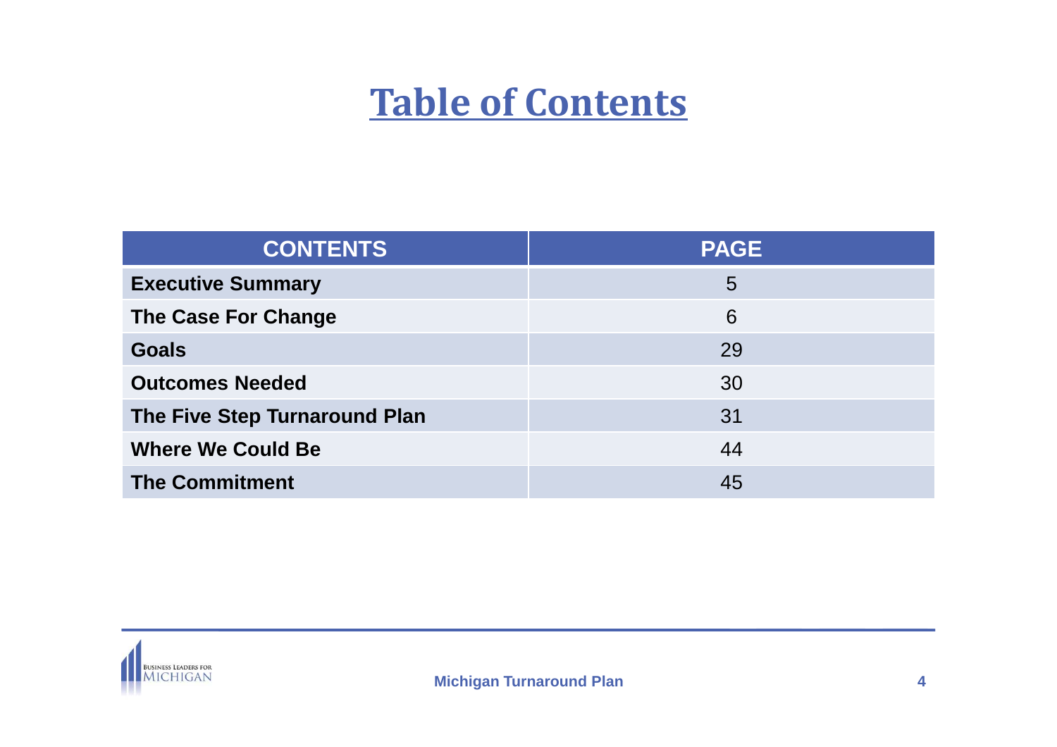# Table of Contents

| CONTENTS | PAGE |
|---|---|
| **Executive Summary** | 5 |
| **The Case For Change** | 6 |
| **Goals** | 29 |
| **Outcomes Needed** | 30 |
| **The Five Step Turnaround Plan** | 31 |
| **Where We Could Be** | 44 |
| **The Commitment** | 45 |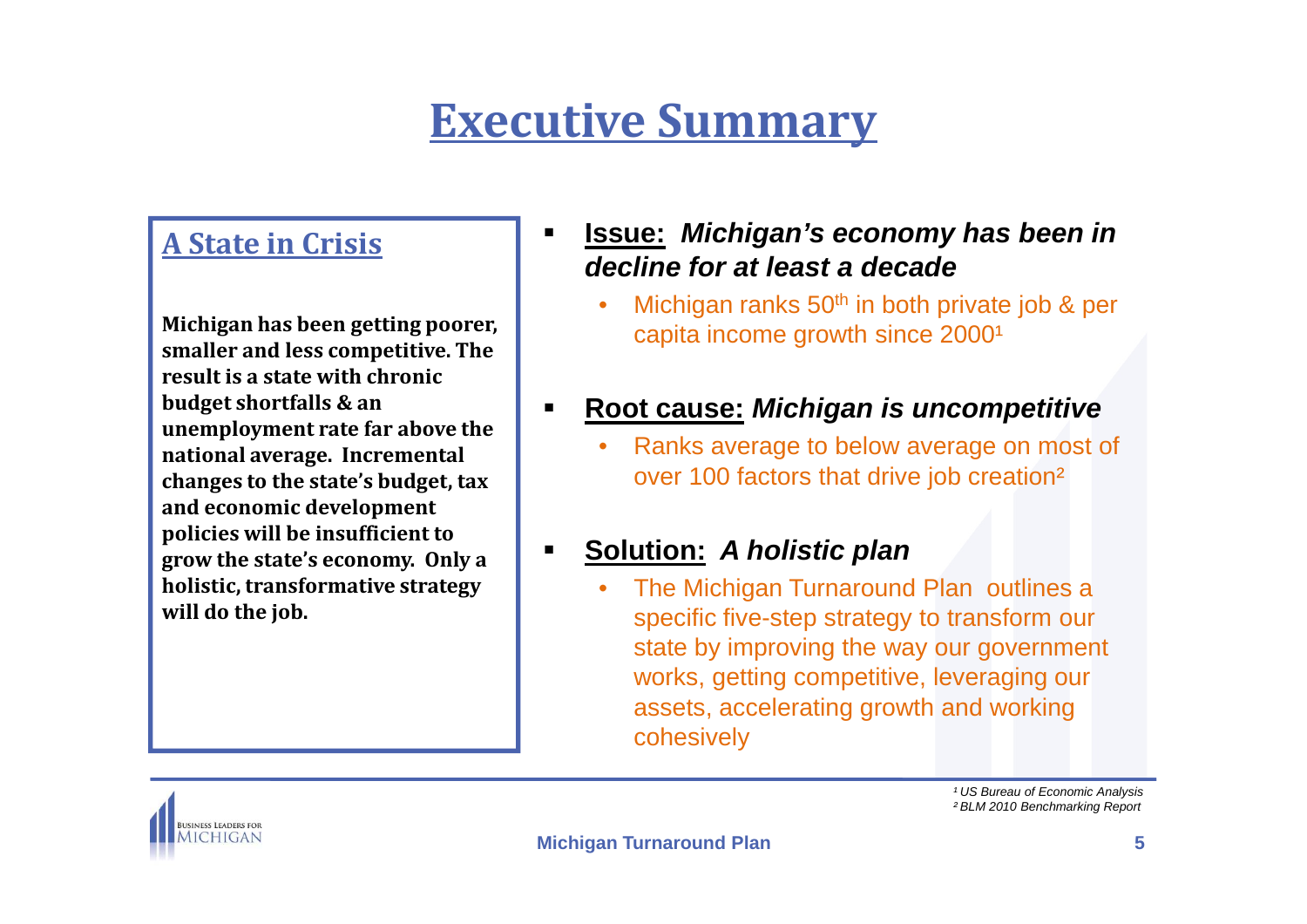# Executive Summary

## A State in Crisis

**Michigan has been getting poorer, smaller and less competitive. The result is a state with chronic budget shortfalls & an unemployment rate far above the national average. Incremental changes to the state's budget, tax and economic development policies will be insufficient to grow the state's economy. Only a holistic, transformative strategy will do the job.**

- **Issue:** ***Michigan's economy has been in decline for at least a decade***
  - Michigan ranks 50th in both private job & per capita income growth since 2000[1]
- **Root cause:** ***Michigan is uncompetitive***
  - Ranks average to below average on most of over 100 factors that drive job creation[2]
- **Solution:** ***A holistic plan***
  - The Michigan Turnaround Plan outlines a specific five-step strategy to transform our state by improving the way our government works, getting competitive, leveraging our assets, accelerating growth and working cohesively

*[1] US Bureau of Economic Analysis*
*[2] BLM 2010 Benchmarking Report*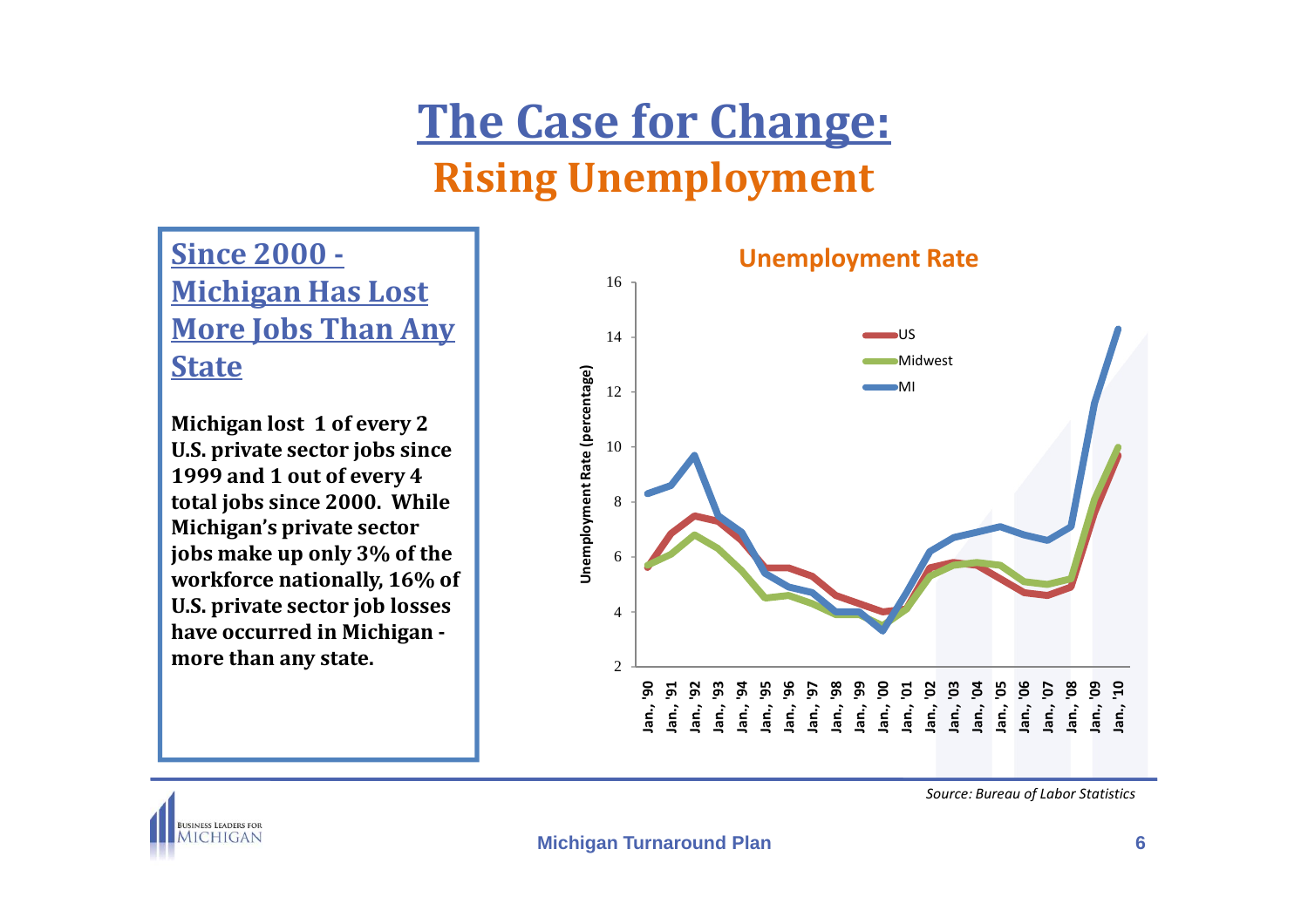# The Case for Change:

## Rising Unemployment

### Since 2000 - Michigan Has Lost More Jobs Than Any State

**Michigan lost 1 of every 2 U.S. private sector jobs since 1999 and 1 out of every 4 total jobs since 2000. While Michigan's private sector jobs make up only 3% of the workforce nationally, 16% of U.S. private sector job losses have occurred in Michigan - more than any state.**

**Unemployment Rate**

*Source: Bureau of Labor Statistics*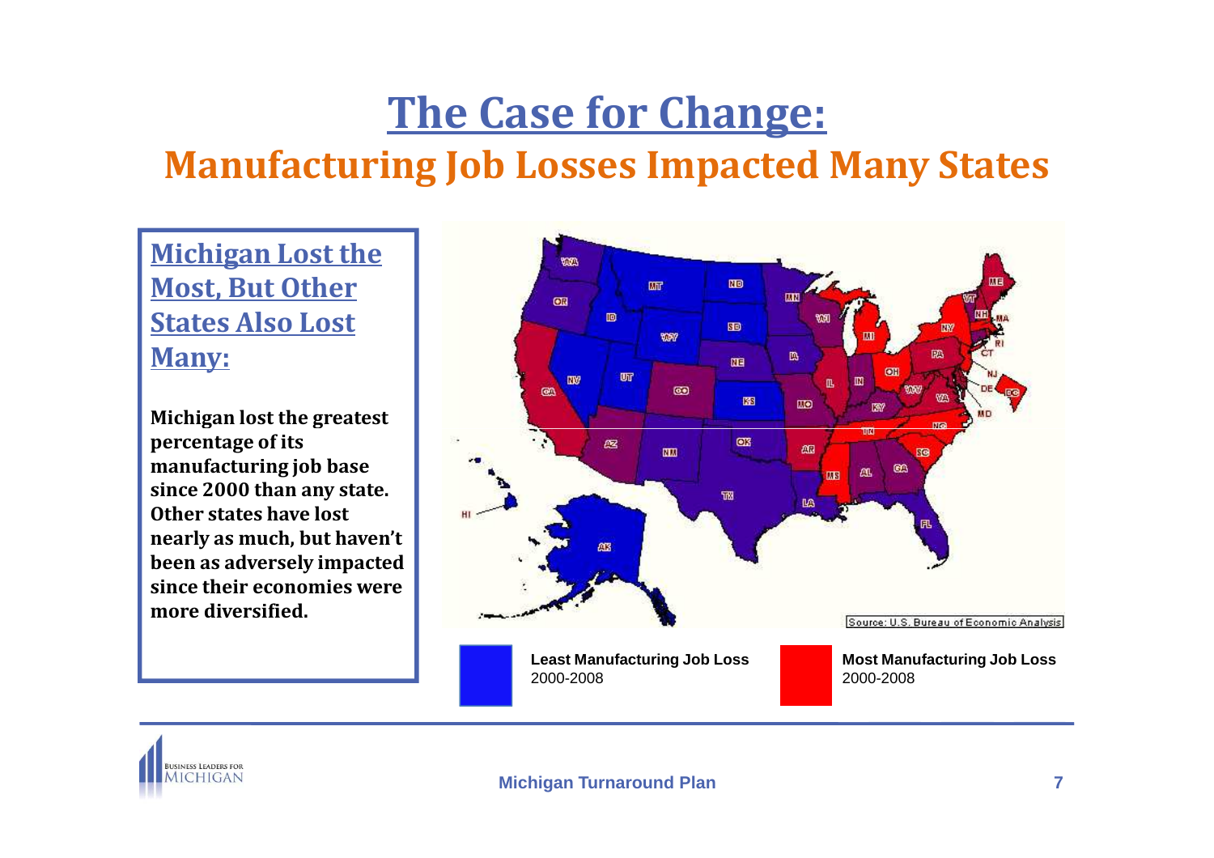# The Case for Change:

## Manufacturing Job Losses Impacted Many States

### Michigan Lost the Most, But Other States Also Lost Many:

**Michigan lost the greatest percentage of its manufacturing job base since 2000 than any state. Other states have lost nearly as much, but haven't been as adversely impacted since their economies were more diversified.**

Source: U.S. Bureau of Economic Analysis

**Least Manufacturing Job Loss** 2000-2008

**Most Manufacturing Job Loss** 2000-2008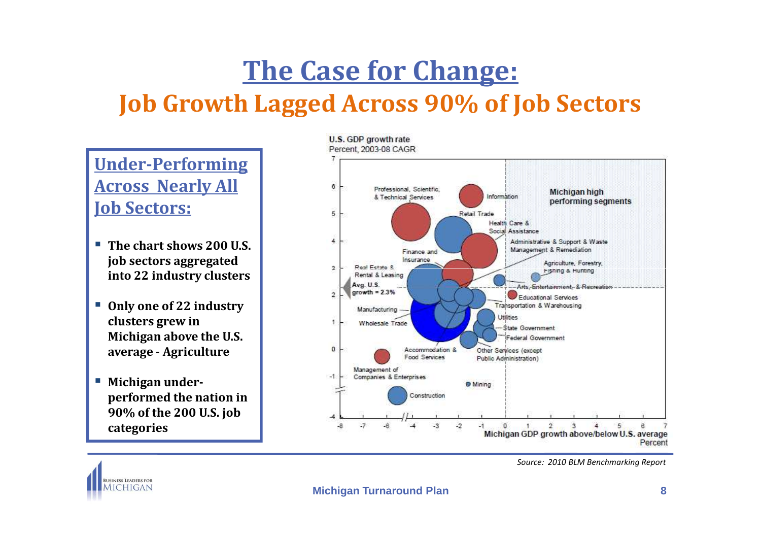# The Case for Change:

## Job Growth Lagged Across 90% of Job Sectors

### Under-Performing Across Nearly All Job Sectors:

- **The chart shows 200 U.S. job sectors aggregated into 22 industry clusters**
- **Only one of 22 industry clusters grew in Michigan above the U.S. average - Agriculture**
- **Michigan under-performed the nation in 90% of the 200 U.S. job categories**

U.S. GDP growth rate
Percent, 2003-08 CAGR

Michigan GDP growth above/below U.S. average
Percent

*Source: 2010 BLM Benchmarking Report*

**Michigan Turnaround Plan**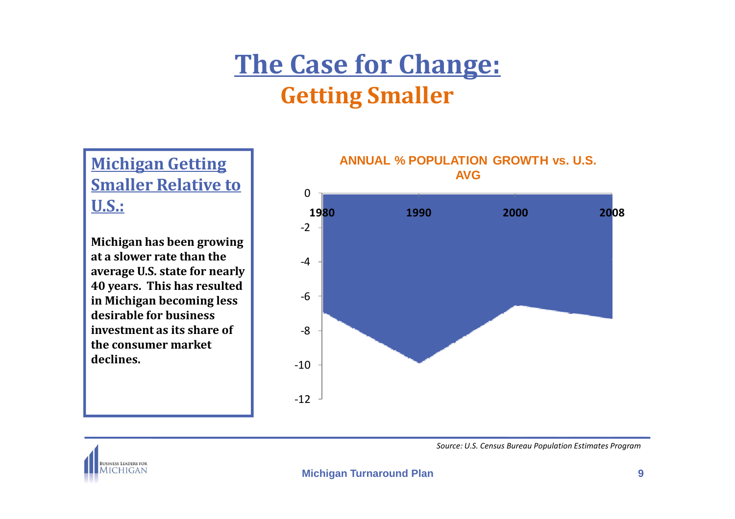# The Case for Change:

## Getting Smaller

### Michigan Getting Smaller Relative to U.S.:

**Michigan has been growing at a slower rate than the average U.S. state for nearly 40 years. This has resulted in Michigan becoming less desirable for business investment as its share of the consumer market declines.**

**ANNUAL % POPULATION GROWTH vs. U.S. AVG**

0

-2

-4

-6

-8

-10

-12

1980 1990 2000 2008

*Source: U.S. Census Bureau Population Estimates Program*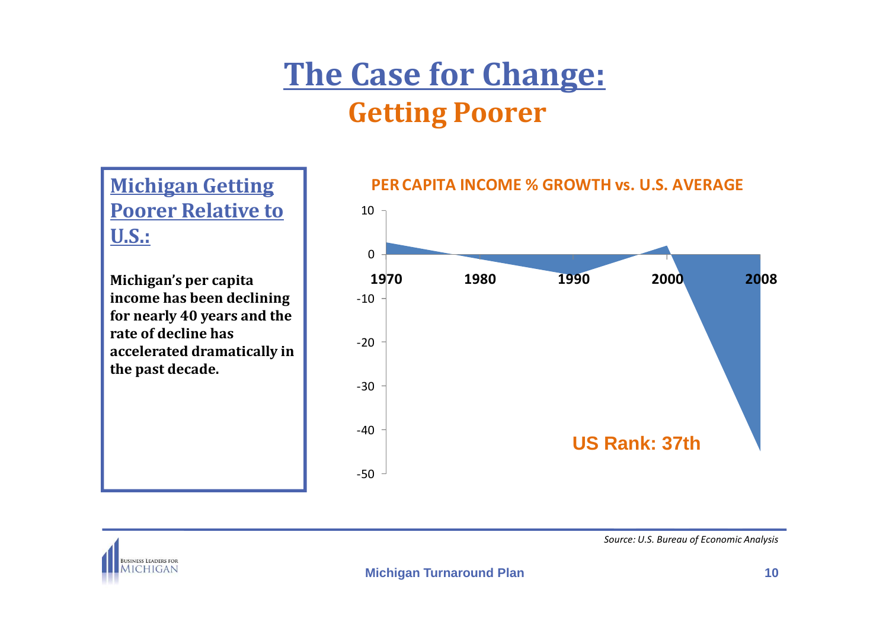# The Case for Change:

## Getting Poorer

### Michigan Getting Poorer Relative to U.S.:

**Michigan's per capita income has been declining for nearly 40 years and the rate of decline has accelerated dramatically in the past decade.**

**PER CAPITA INCOME % GROWTH vs. U.S. AVERAGE**

10
0
-10
-20
-30
-40
-50

1970 1980 1990 2000 2008

**US Rank: 37th**

*Source: U.S. Bureau of Economic Analysis*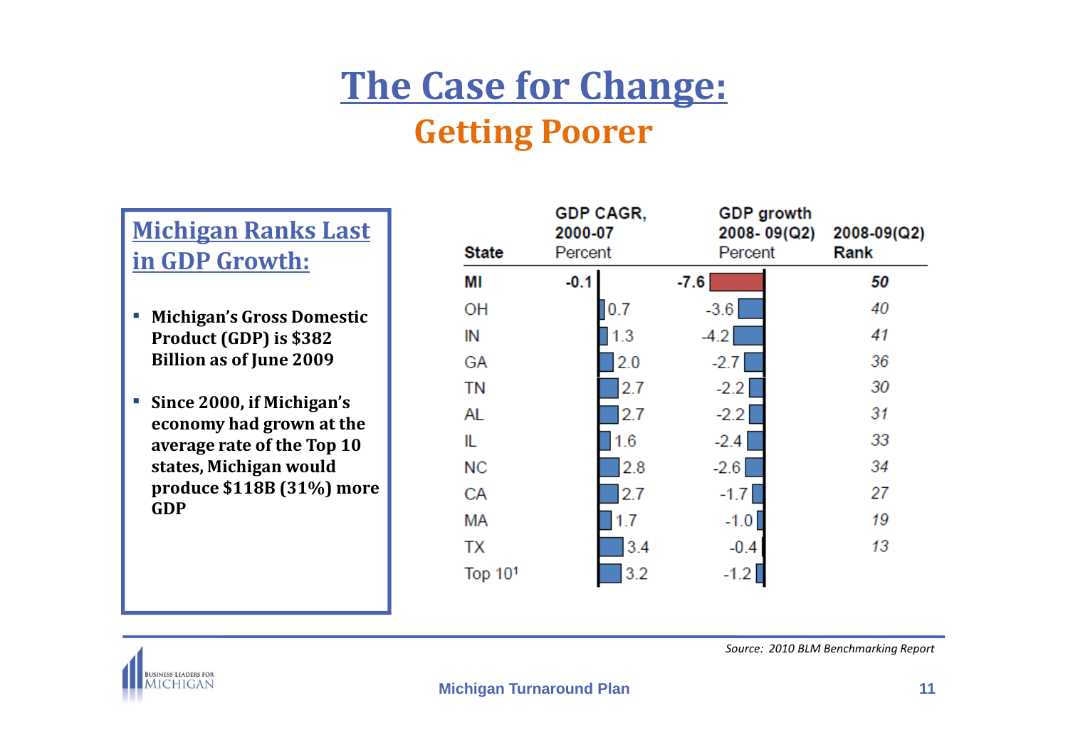# The Case for Change:

## Getting Poorer

### Michigan Ranks Last in GDP Growth:

- **Michigan's Gross Domestic Product (GDP) is $382 Billion as of June 2009**
- **Since 2000, if Michigan's economy had grown at the average rate of the Top 10 states, Michigan would produce $118B (31%) more GDP**

| State | GDP CAGR, 2000-07 Percent | GDP growth 2008- 09(Q2) Percent | 2008-09(Q2) Rank |
|---|---|---|---|
| **MI** | **-0.1** | **-7.6** | **50** |
| OH | 0.7 | -3.6 | 40 |
| IN | 1.3 | -4.2 | 41 |
| GA | 2.0 | -2.7 | 36 |
| TN | 2.7 | -2.2 | 30 |
| AL | 2.7 | -2.2 | 31 |
| IL | 1.6 | -2.4 | 33 |
| NC | 2.8 | -2.6 | 34 |
| CA | 2.7 | -1.7 | 27 |
| MA | 1.7 | -1.0 | 19 |
| TX | 3.4 | -0.4 | 13 |
| Top 10[1] | 3.2 | -1.2 | |

*Source: 2010 BLM Benchmarking Report*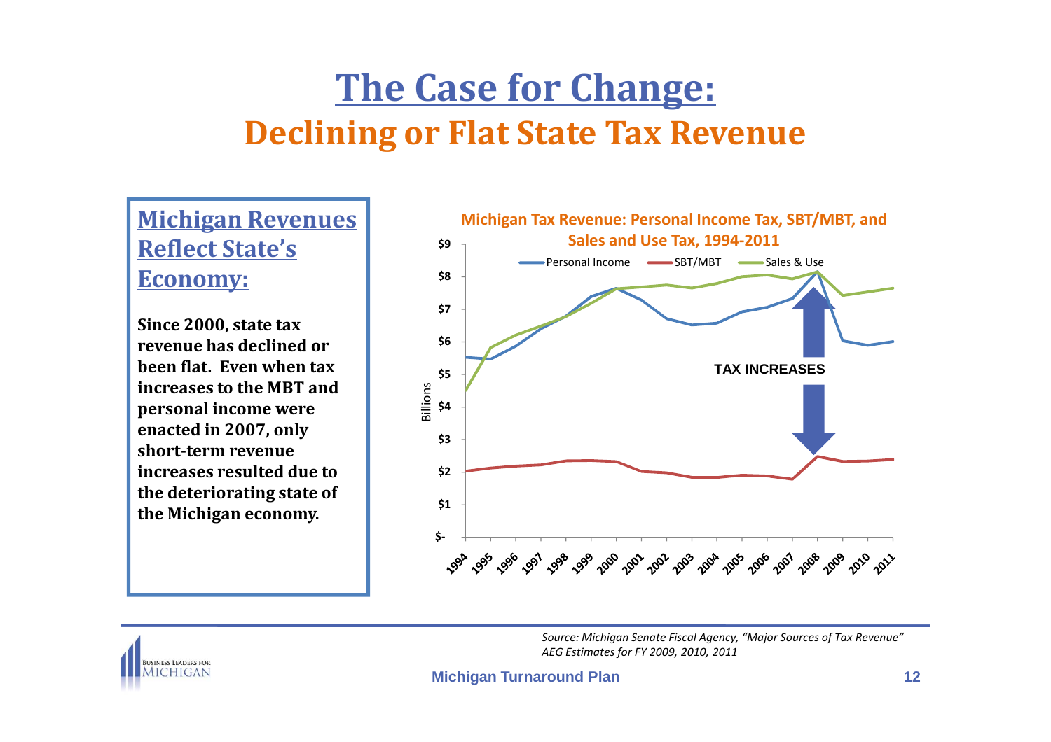# The Case for Change:

## Declining or Flat State Tax Revenue

### Michigan Revenues Reflect State's Economy:

**Since 2000, state tax revenue has declined or been flat. Even when tax increases to the MBT and personal income were enacted in 2007, only short-term revenue increases resulted due to the deterioration state of the Michigan economy.**

**Michigan Tax Revenue: Personal Income Tax, SBT/MBT, and Sales and Use Tax, 1994-2011**

*Source: Michigan Senate Fiscal Agency, "Major Sources of Tax Revenue" AEG Estimates for FY 2009, 2010, 2011*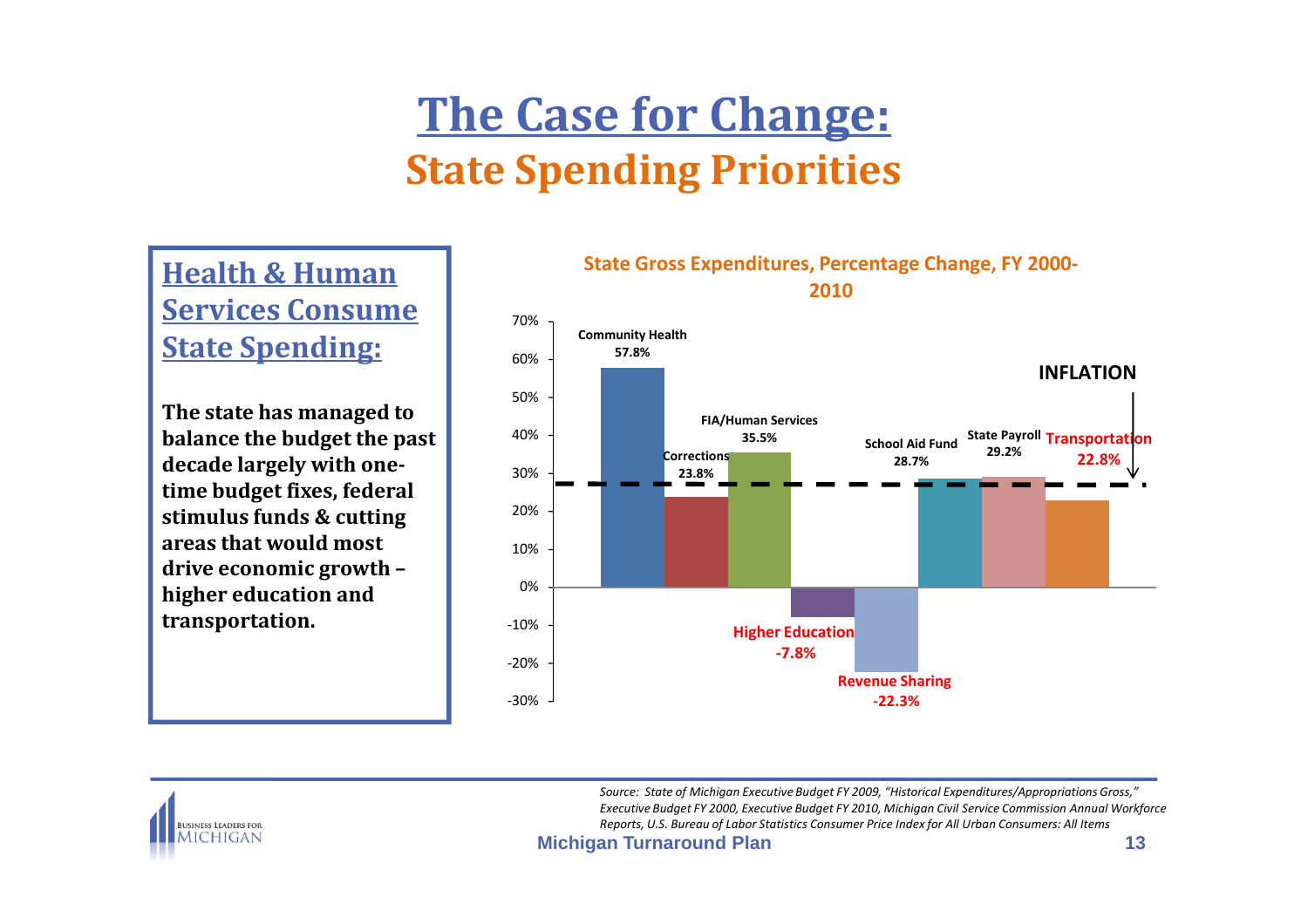# The Case for Change:

## State Spending Priorities

### Health & Human Services Consume State Spending:

**The state has managed to balance the budget the past decade largely with one-time budget fixes, federal stimulus funds & cutting areas that would most drive economic growth – higher education and transportation.**

**State Gross Expenditures, Percentage Change, FY 2000-2010**

| Category | Percentage Change |
|---|---|
| Community Health | 57.8% |
| Corrections | 23.8% |
| FIA/Human Services | 35.5% |
| Higher Education | -7.8% |
| Revenue Sharing | -22.3% |
| School Aid Fund | 28.7% |
| State Payroll | 29.2% |
| Transportation | 22.8% |

INFLATION

*Source: State of Michigan Executive Budget FY 2009, "Historical Expenditures/Appropriations Gross," Executive Budget FY 2000, Executive Budget FY 2010, Michigan Civil Service Commission Annual Workforce Reports, U.S. Bureau of Labor Statistics Consumer Price Index for All Urban Consumers: All Items*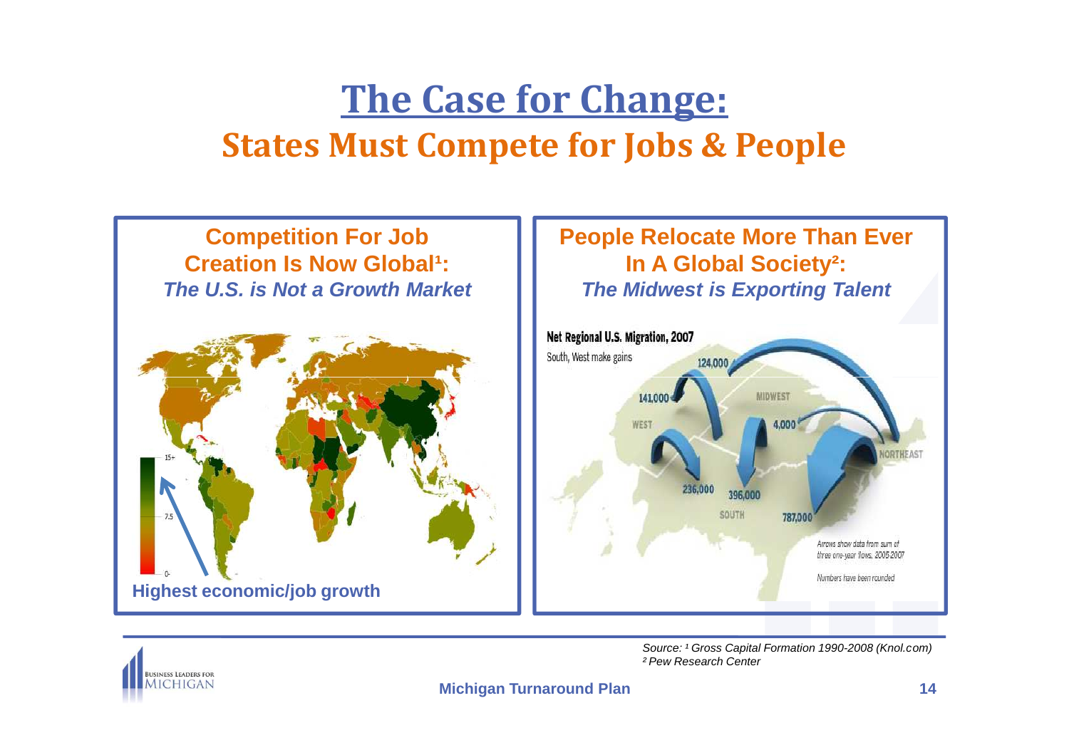# The Case for Change:

## States Must Compete for Jobs & People

### Competition For Job Creation Is Now Global[1]:

***The U.S. is Not a Growth Market***

15+

7.5

0-

**Highest economic/job growth**

### People Relocate More Than Ever In A Global Society[2]:

***The Midwest is Exporting Talent***

**Net Regional U.S. Migration, 2007**

South, West make gains

124,000

141,000

MIDWEST

WEST

4,000

NORTHEAST

236,000

396,000

SOUTH

787,000

*Arrows show data from sum of three one-year flows, 2005-2007*

*Numbers have been rounded*

*Source: [1] Gross Capital Formation 1990-2008 (Knol.com)*
*[2] Pew Research Center*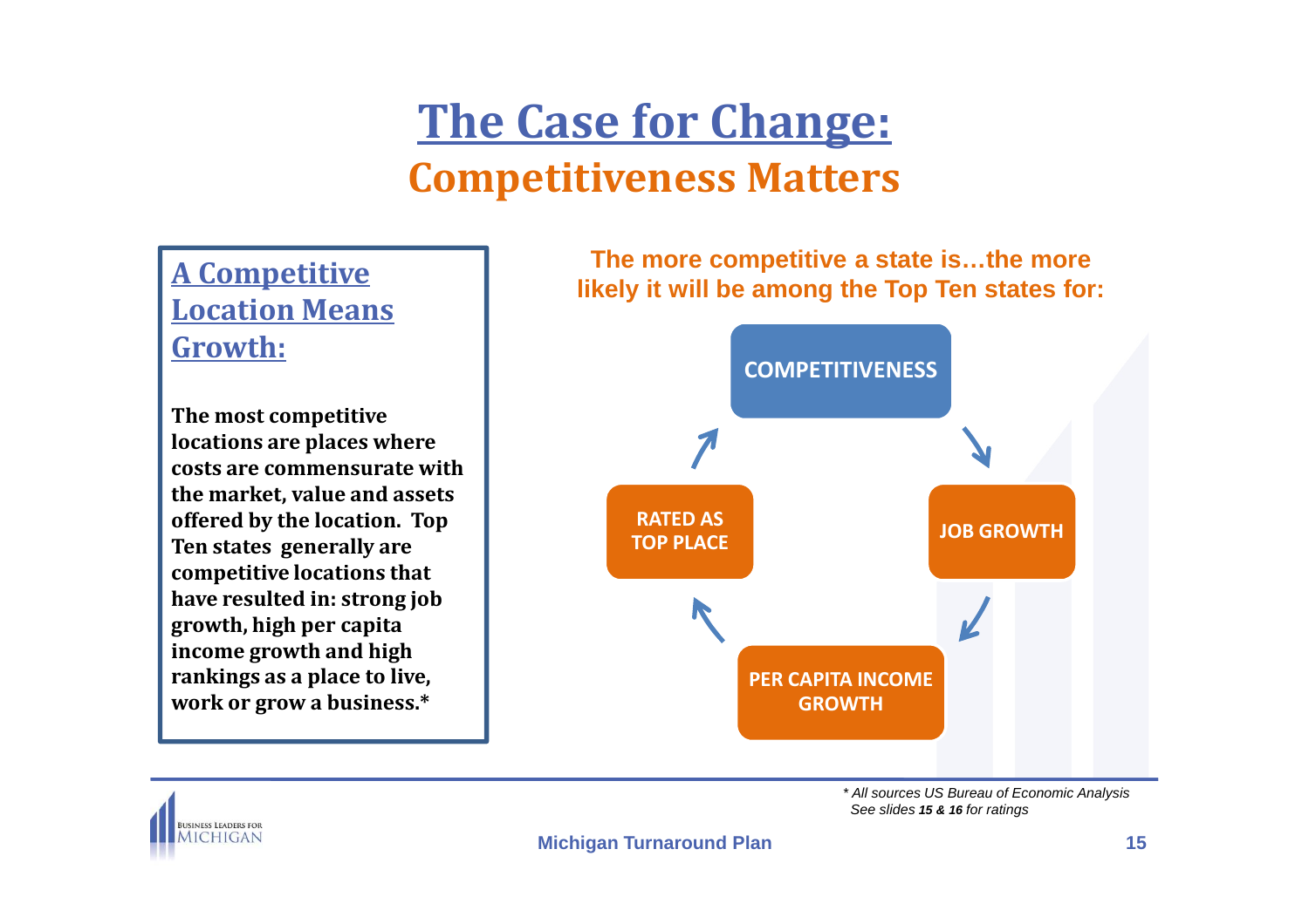# The Case for Change:

## Competitiveness Matters

### A Competitive Location Means Growth:

**The most competitive locations are places where costs are commensurate with the market, value and assets offered by the location. Top Ten states generally are competitive locations that have resulted in: strong job growth, high per capita income growth and high rankings as a place to live, work or grow a business.***

**The more competitive a state is…the more likely it will be among the Top Ten states for:**

COMPETITIVENESS → JOB GROWTH → PER CAPITA INCOME GROWTH → RATED AS TOP PLACE → COMPETITIVENESS

*\* All sources US Bureau of Economic Analysis*
*See slides **15 & 16** for ratings*

Michigan Turnaround Plan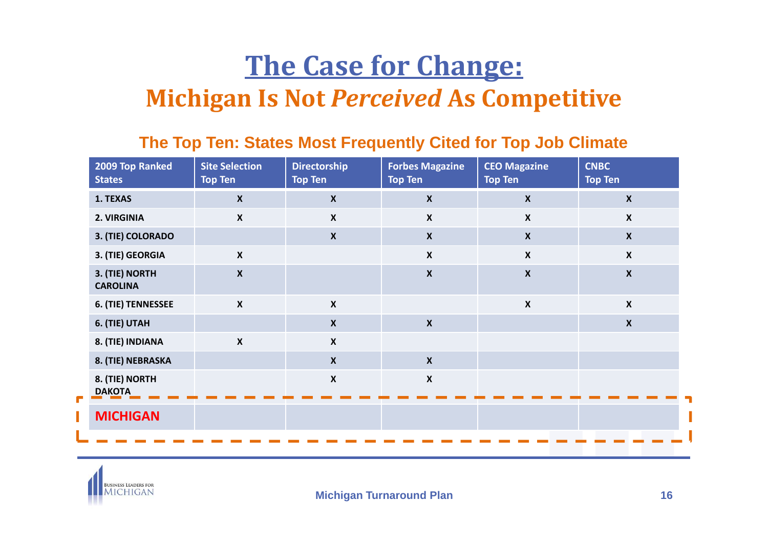# The Case for Change:

## Michigan Is Not *Perceived* As Competitive

### The Top Ten: States Most Frequently Cited for Top Job Climate

| 2009 Top Ranked States | Site Selection Top Ten | Directorship Top Ten | Forbes Magazine Top Ten | CEO Magazine Top Ten | CNBC Top Ten |
|---|---|---|---|---|---|
| 1. TEXAS | X | X | X | X | X |
| 2. VIRGINIA | X | X | X | X | X |
| 3. (TIE) COLORADO | | X | X | X | X |
| 3. (TIE) GEORGIA | X | | X | X | X |
| 3. (TIE) NORTH CAROLINA | X | | X | X | X |
| 6. (TIE) TENNESSEE | X | X | | X | X |
| 6. (TIE) UTAH | | X | X | | X |
| 8. (TIE) INDIANA | X | X | | | |
| 8. (TIE) NEBRASKA | | X | X | | |
| 8. (TIE) NORTH DAKOTA | | X | X | | |
| MICHIGAN | | | | | |

Michigan Turnaround Plan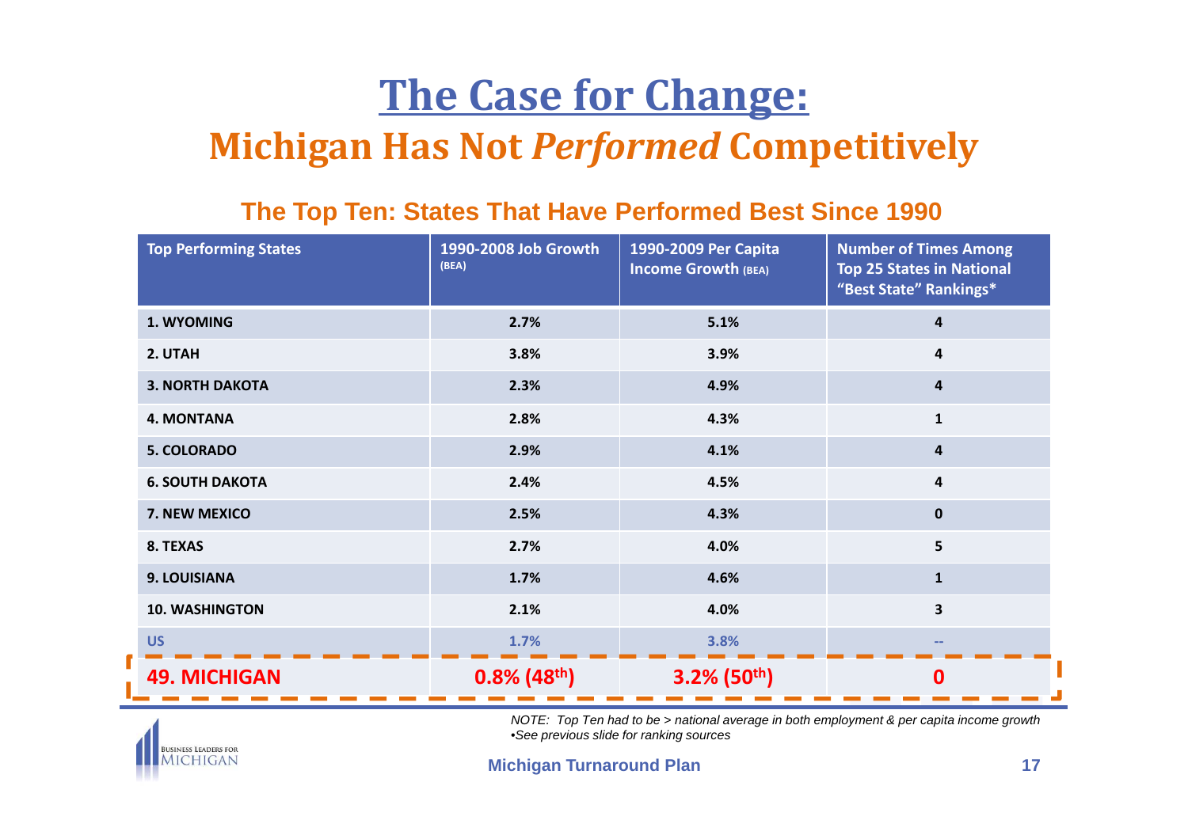# The Case for Change:

## Michigan Has Not *Performed* Competitively

### The Top Ten: States That Have Performed Best Since 1990

| Top Performing States | 1990-2008 Job Growth (BEA) | 1990-2009 Per Capita Income Growth (BEA) | Number of Times Among Top 25 States in National "Best State" Rankings* |
|---|---|---|---|
| 1. WYOMING | 2.7% | 5.1% | 4 |
| 2. UTAH | 3.8% | 3.9% | 4 |
| 3. NORTH DAKOTA | 2.3% | 4.9% | 4 |
| 4. MONTANA | 2.8% | 4.3% | 1 |
| 5. COLORADO | 2.9% | 4.1% | 4 |
| 6. SOUTH DAKOTA | 2.4% | 4.5% | 4 |
| 7. NEW MEXICO | 2.5% | 4.3% | 0 |
| 8. TEXAS | 2.7% | 4.0% | 5 |
| 9. LOUISIANA | 1.7% | 4.6% | 1 |
| 10. WASHINGTON | 2.1% | 4.0% | 3 |
| US | 1.7% | 3.8% | -- |
| **49. MICHIGAN** | **0.8% (48th)** | **3.2% (50th)** | **0** |

*NOTE: Top Ten had to be > national average in both employment & per capita income growth*

*•See previous slide for ranking sources*

Business Leaders for Michigan

Michigan Turnaround Plan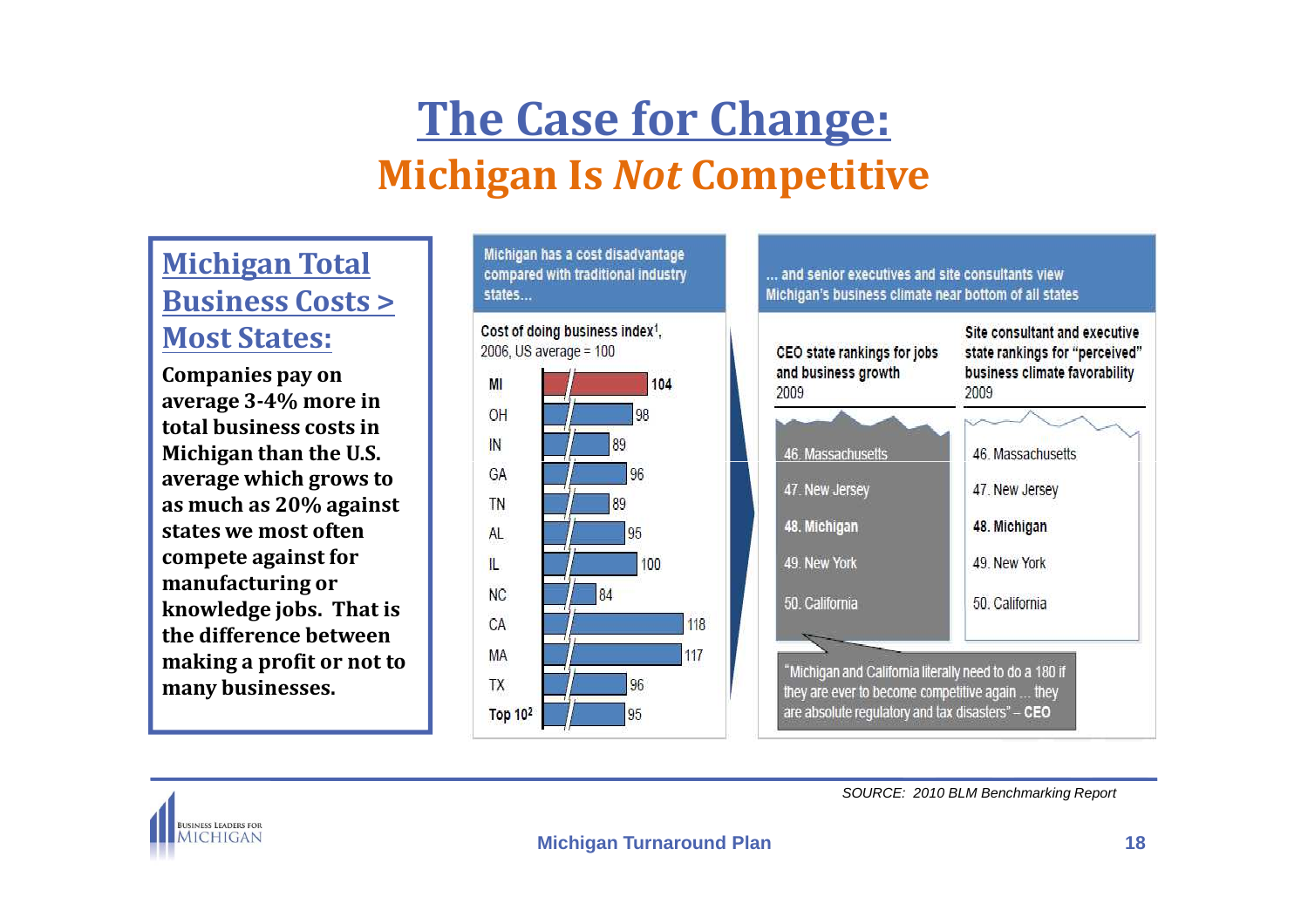# The Case for Change:
## Michigan Is *Not* Competitive

### Michigan Total Business Costs > Most States:

**Companies pay on average 3-4% more in total business costs in Michigan than the U.S. average which grows to as much as 20% against states we most often compete against for manufacturing or knowledge jobs. That is the difference between making a profit or not to many businesses.**

**Michigan has a cost disadvantage compared with traditional industry states…**

Cost of doing business index[1], 2006, US average = 100

| State | Index |
|---|---|
| MI | 104 |
| OH | 98 |
| IN | 89 |
| GA | 96 |
| TN | 89 |
| AL | 95 |
| IL | 100 |
| NC | 84 |
| CA | 118 |
| MA | 117 |
| TX | 96 |
| Top 10[2] | 95 |

**… and senior executives and site consultants view Michigan's business climate near bottom of all states**

| CEO state rankings for jobs and business growth 2009 | Site consultant and executive state rankings for "perceived" business climate favorability 2009 |
|---|---|
| 46. Massachusetts | 46. Massachusetts |
| 47. New Jersey | 47. New Jersey |
| 48. Michigan | 48. Michigan |
| 49. New York | 49. New York |
| 50. California | 50. California |

"Michigan and California literally need to do a 180 if they are ever to become competitive again … they are absolute regulatory and tax disasters" – **CEO**

*SOURCE: 2010 BLM Benchmarking Report*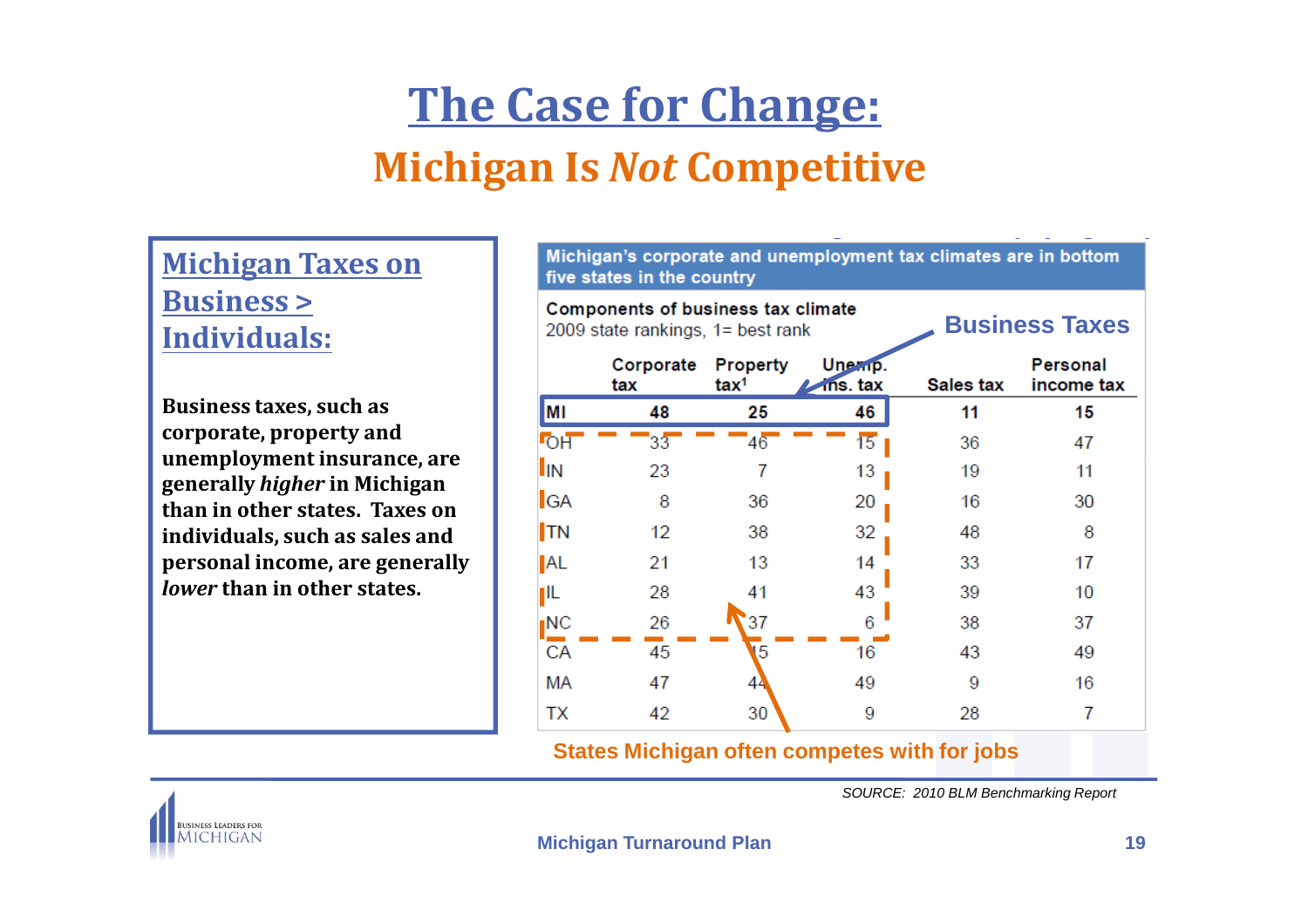# The Case for Change:

## Michigan Is *Not* Competitive

### Michigan Taxes on Business > Individuals:

**Business taxes, such as corporate, property and unemployment insurance, are generally *higher* in Michigan than in other states. Taxes on individuals, such as sales and personal income, are generally *lower* than in other states.**

**Michigan's corporate and unemployment tax climates are in bottom five states in the country**

**Components of business tax climate**
2009 state rankings, 1= best rank

Business Taxes

| | Corporate tax | Property tax[1] | Unemp. ins. tax | Sales tax | Personal income tax |
|---|---|---|---|---|---|
| **MI** | **48** | **25** | **46** | **11** | **15** |
| OH | 33 | 46 | 15 | 36 | 47 |
| IN | 23 | 7 | 13 | 19 | 11 |
| GA | 8 | 36 | 20 | 16 | 30 |
| TN | 12 | 38 | 32 | 48 | 8 |
| AL | 21 | 13 | 14 | 33 | 17 |
| IL | 28 | 41 | 43 | 39 | 10 |
| NC | 26 | 37 | 6 | 38 | 37 |
| CA | 45 | 15 | 16 | 43 | 49 |
| MA | 47 | 44 | 49 | 9 | 16 |
| TX | 42 | 30 | 9 | 28 | 7 |

States Michigan often competes with for jobs

*SOURCE: 2010 BLM Benchmarking Report*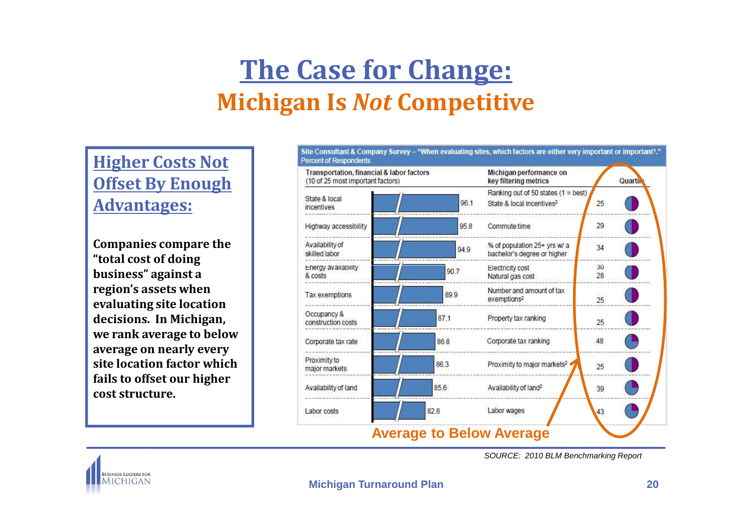# The Case for Change:

## Michigan Is *Not* Competitive

### Higher Costs Not Offset By Enough Advantages:

**Companies compare the "total cost of doing business" against a region's assets when evaluating site location decisions. In Michigan, we rank average to below average on nearly every site location factor which fails to offset our higher cost structure.**

Site Consultant & Company Survey – "When evaluating sites, which factors are either very important or important[1]."
Percent of Respondents

| Transportation, financial & labor factors (10 of 25 most important factors) | Percent | Michigan performance on key filtering metrics — Ranking out of 50 states (1 = best) | Rank | Quartile |
|---|---|---|---|---|
| State & local incentives | 96.1 | State & local incentives[2] | 25 | |
| Highway accessibility | 95.8 | Commute time | 29 | |
| Availability of skilled labor | 94.9 | % of population 25+ yrs w/ a bachelor's degree or higher | 34 | |
| Energy availability & costs | 90.7 | Electricity cost / Natural gas cost | 30 / 28 | |
| Tax exemptions | 89.9 | Number and amount of tax exemptions[2] | 25 | |
| Occupancy & construction costs | 87.1 | Property tax ranking | 25 | |
| Corporate tax rate | 86.8 | Corporate tax ranking | 48 | |
| Proximity to major markets | 86.3 | Proximity to major markets[2] | 25 | |
| Availability of land | 85.6 | Availability of land[2] | 39 | |
| Labor costs | 82.8 | Labor wages | 43 | |

**Average to Below Average**

*SOURCE: 2010 BLM Benchmarking Report*

Michigan Turnaround Plan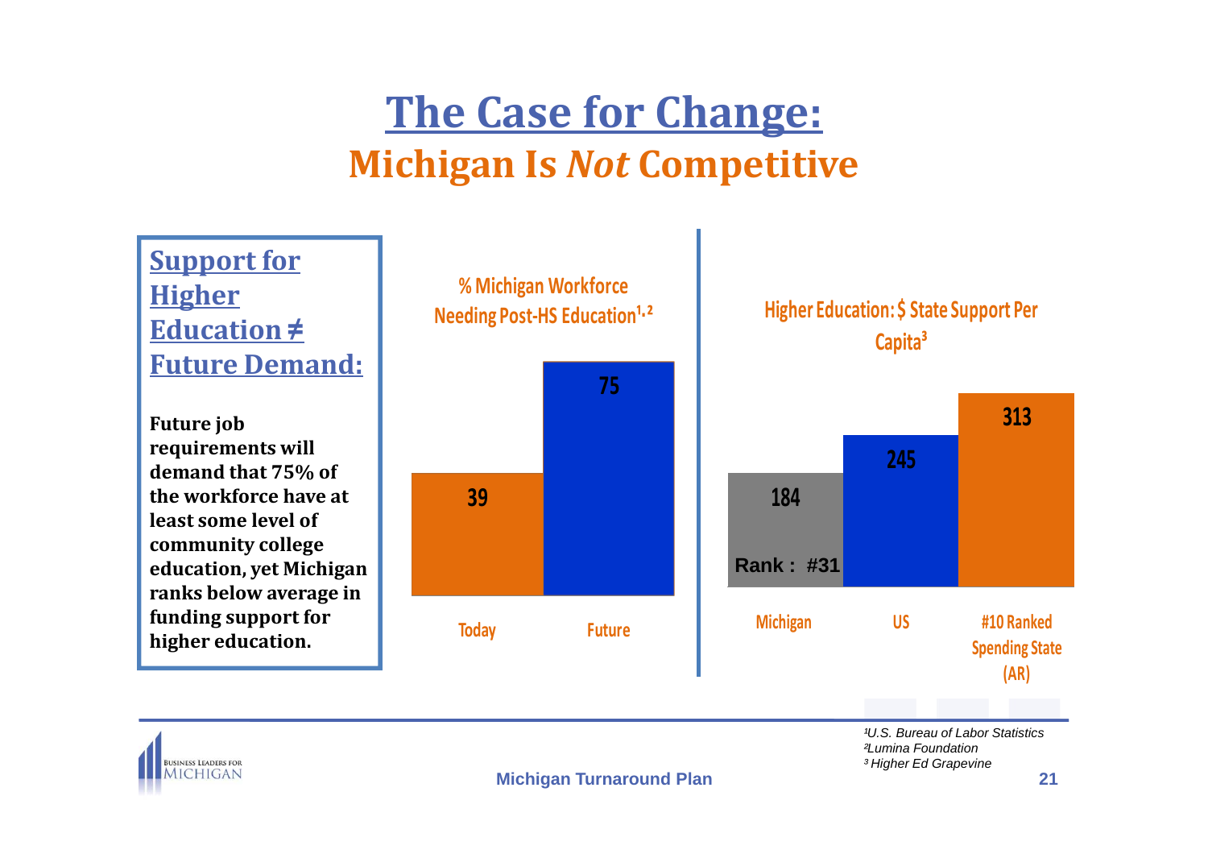# The Case for Change:

## Michigan Is *Not* Competitive

**Support for Higher Education ≠ Future Demand:**

**Future job requirements will demand that 75% of the workforce have at least some level of community college education, yet Michigan ranks below average in funding support for higher education.**

**% Michigan Workforce Needing Post-HS Education[1,2]**

| | % |
| --- | --- |
| Today | 39 |
| Future | 75 |

**Higher Education: $ State Support Per Capita[3]**

| | $ |
| --- | --- |
| Michigan (Rank : #31) | 184 |
| US | 245 |
| #10 Ranked Spending State (AR) | 313 |

*[1] U.S. Bureau of Labor Statistics*
*[2] Lumina Foundation*
*[3] Higher Ed Grapevine*

Michigan Turnaround Plan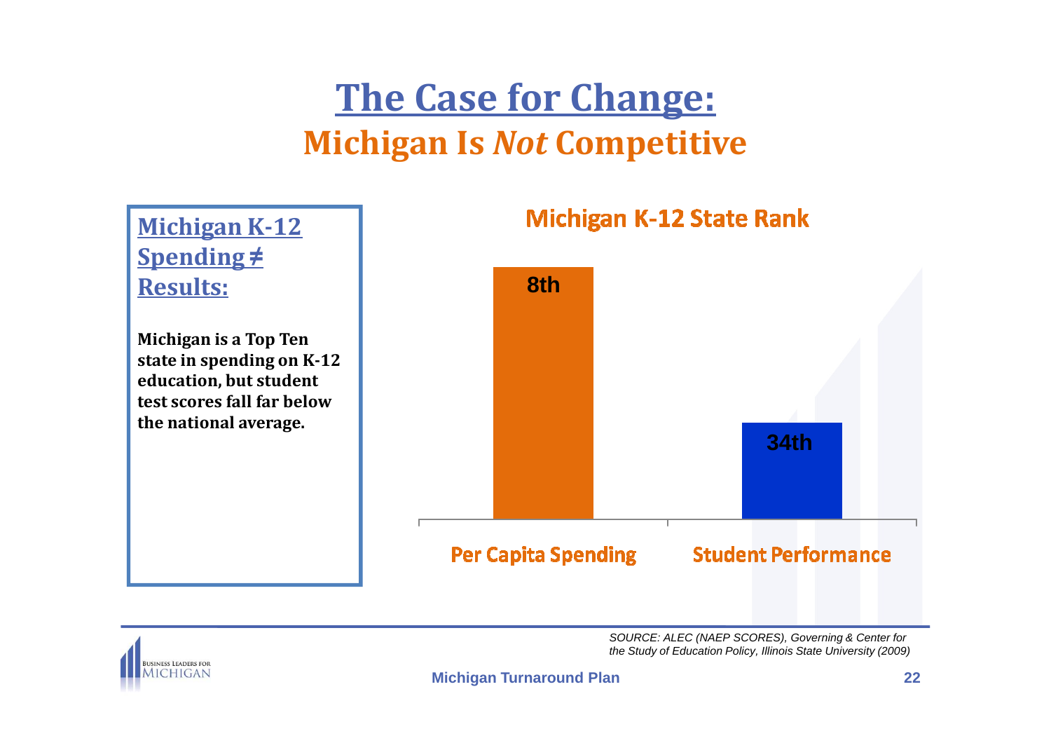# The Case for Change:

## Michigan Is *Not* Competitive

**Michigan K-12 Spending ≠ Results:**

**Michigan is a Top Ten state in spending on K-12 education, but student test scores fall far below the national average.**

**Michigan K-12 State Rank**

| Per Capita Spending | Student Performance |
| --- | --- |
| 8th | 34th |

*SOURCE: ALEC (NAEP SCORES), Governing & Center for the Study of Education Policy, Illinois State University (2009)*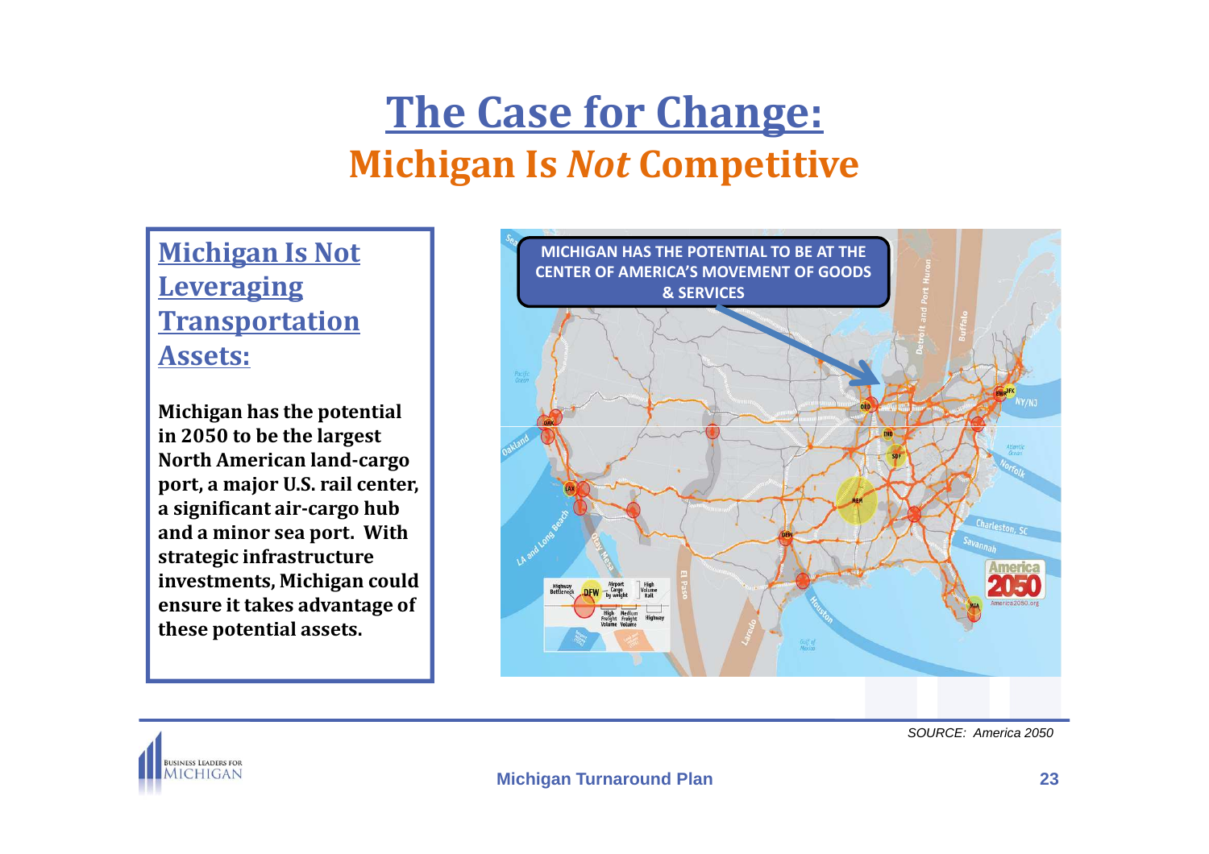# The Case for Change:

## Michigan Is *Not* Competitive

### Michigan Is Not Leveraging Transportation Assets:

**Michigan has the potential in 2050 to be the largest North American land-cargo port, a major U.S. rail center, a significant air-cargo hub and a minor sea port. With strategic infrastructure investments, Michigan could ensure it takes advantage of these potential assets.**

MICHIGAN HAS THE POTENTIAL TO BE AT THE CENTER OF AMERICA'S MOVEMENT OF GOODS & SERVICES

*SOURCE: America 2050*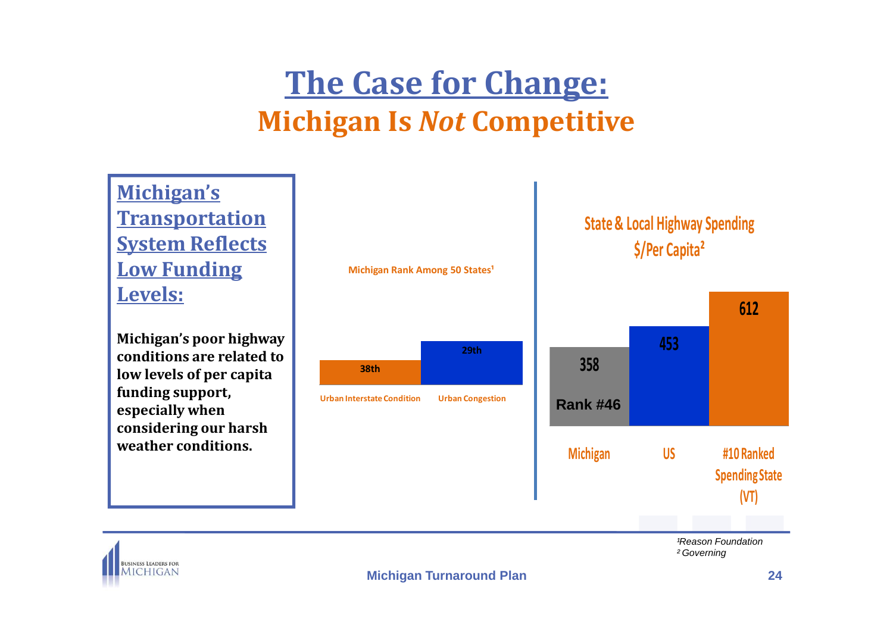# The Case for Change:

## Michigan Is *Not* Competitive

### Michigan's Transportation System Reflects Low Funding Levels:

**Michigan's poor highway conditions are related to low levels of per capita funding support, especially when considering our harsh weather conditions.**

**Michigan Rank Among 50 States[1]**

| Urban Interstate Condition | Urban Congestion |
|---|---|
| 38th | 29th |

**State & Local Highway Spending $/Per Capita[2]**

| Michigan | US | #10 Ranked Spending State (VT) |
|---|---|---|
| 358 (Rank #46) | 453 | 612 |

[1]Reason Foundation
[2]Governing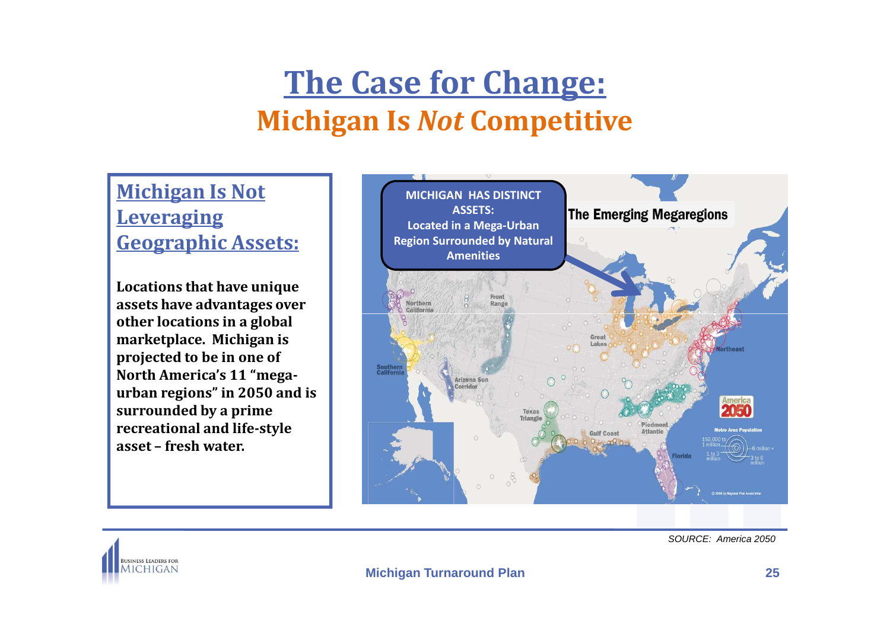# The Case for Change:

## Michigan Is *Not* Competitive

### Michigan Is Not Leveraging Geographic Assets:

**Locations that have unique assets have advantages over other locations in a global marketplace. Michigan is projected to be in one of North America's 11 "mega-urban regions" in 2050 and is surrounded by a prime recreational and life-style asset – fresh water.**

**MICHIGAN HAS DISTINCT ASSETS: Located in a Mega-Urban Region Surrounded by Natural Amenities**

The Emerging Megaregions

*SOURCE: America 2050*

Michigan Turnaround Plan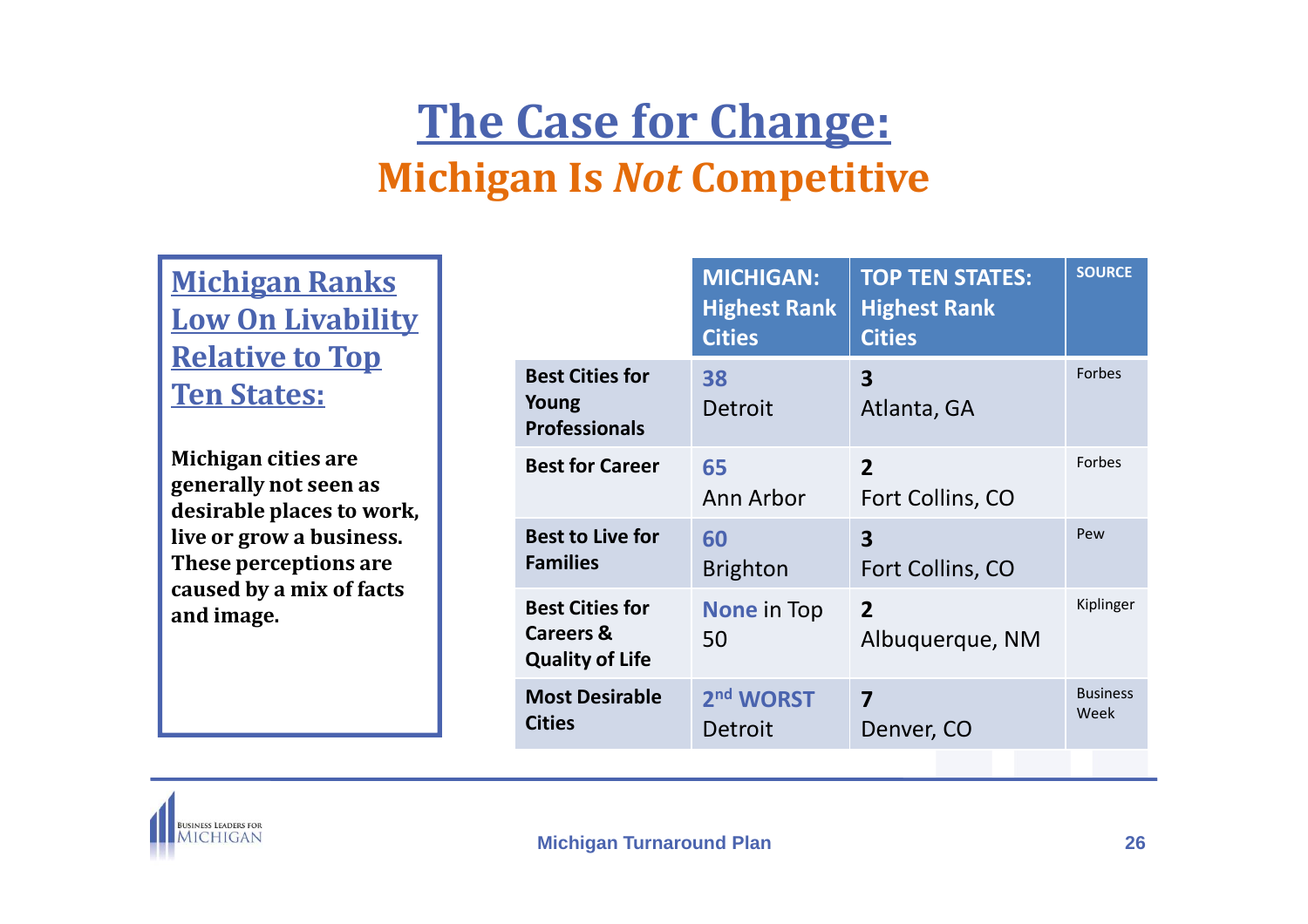# The Case for Change:

## Michigan Is *Not* Competitive

### Michigan Ranks Low On Livability Relative to Top Ten States:

**Michigan cities are generally not seen as desirable places to work, live or grow a business. These perceptions are caused by a mix of facts and image.**

| | MICHIGAN: Highest Rank Cities | TOP TEN STATES: Highest Rank Cities | SOURCE |
|---|---|---|---|
| **Best Cities for Young Professionals** | **38** Detroit | **3** Atlanta, GA | Forbes |
| **Best for Career** | **65** Ann Arbor | **2** Fort Collins, CO | Forbes |
| **Best to Live for Families** | **60** Brighton | **3** Fort Collins, CO | Pew |
| **Best Cities for Careers & Quality of Life** | **None** in Top 50 | **2** Albuquerque, NM | Kiplinger |
| **Most Desirable Cities** | **2nd WORST** Detroit | **7** Denver, CO | Business Week |

Michigan Turnaround Plan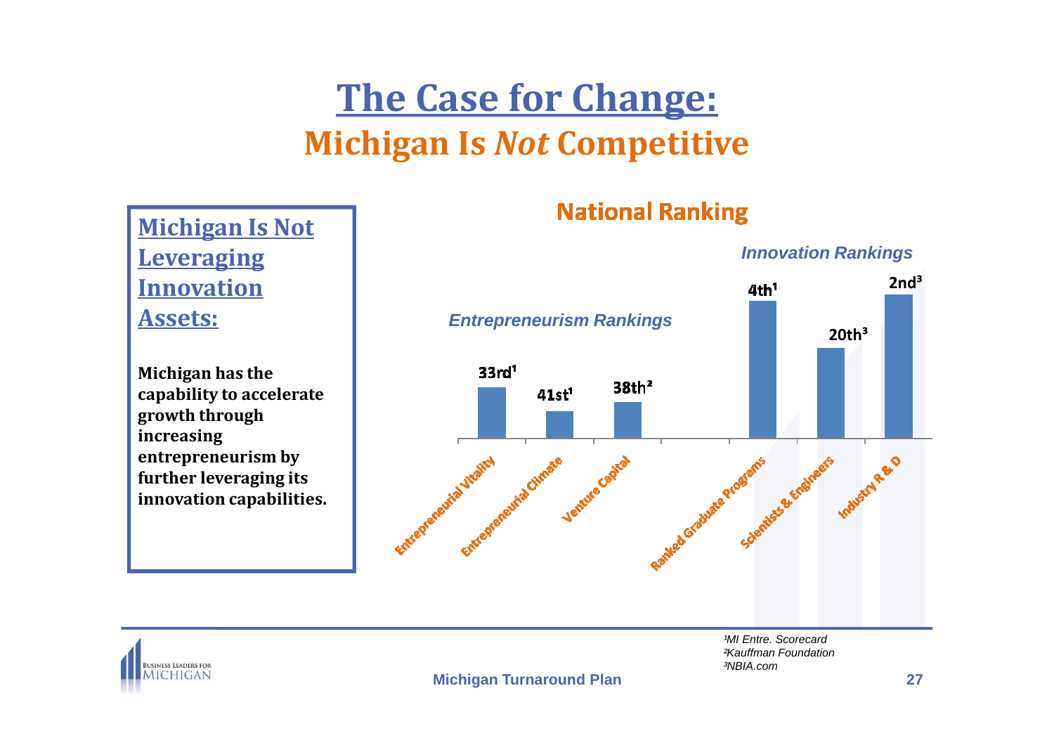# The Case for Change:

## Michigan Is *Not* Competitive

### Michigan Is Not Leveraging Innovation Assets:

**Michigan has the capability to accelerate growth through increasing entrepreneurism by further leveraging its innovation capabilities.**

### National Ranking

| Category | Measure | Rank |
| --- | --- | --- |
| *Entrepreneurism Rankings* | Entrepreneurial Vitality | 33rd[1] |
| | Entrepreneurial Climate | 41st[1] |
| | Venture Capital | 38th[2] |
| *Innovation Rankings* | Ranked Graduate Programs | 4th[1] |
| | Scientists & Engineers | 20th[3] |
| | Industry R & D | 2nd[3] |

[1]MI Entre. Scorecard
[2]Kauffman Foundation
[3]NBIA.com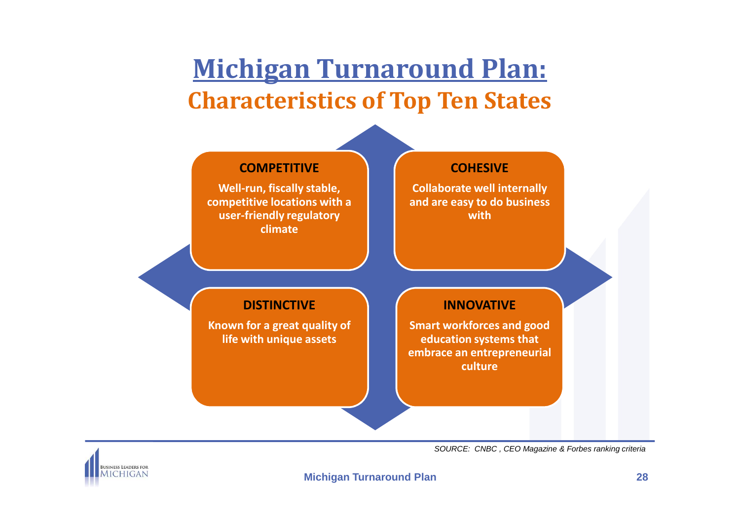# Michigan Turnaround Plan:

## Characteristics of Top Ten States

**COMPETITIVE**

**Well-run, fiscally stable, competitive locations with a user-friendly regulatory climate**

**COHESIVE**

**Collaborate well internally and are easy to do business with**

**DISTINCTIVE**

**Known for a great quality of life with unique assets**

**INNOVATIVE**

**Smart workforces and good education systems that embrace an entrepreneurial culture**

*SOURCE: CNBC , CEO Magazine & Forbes ranking criteria*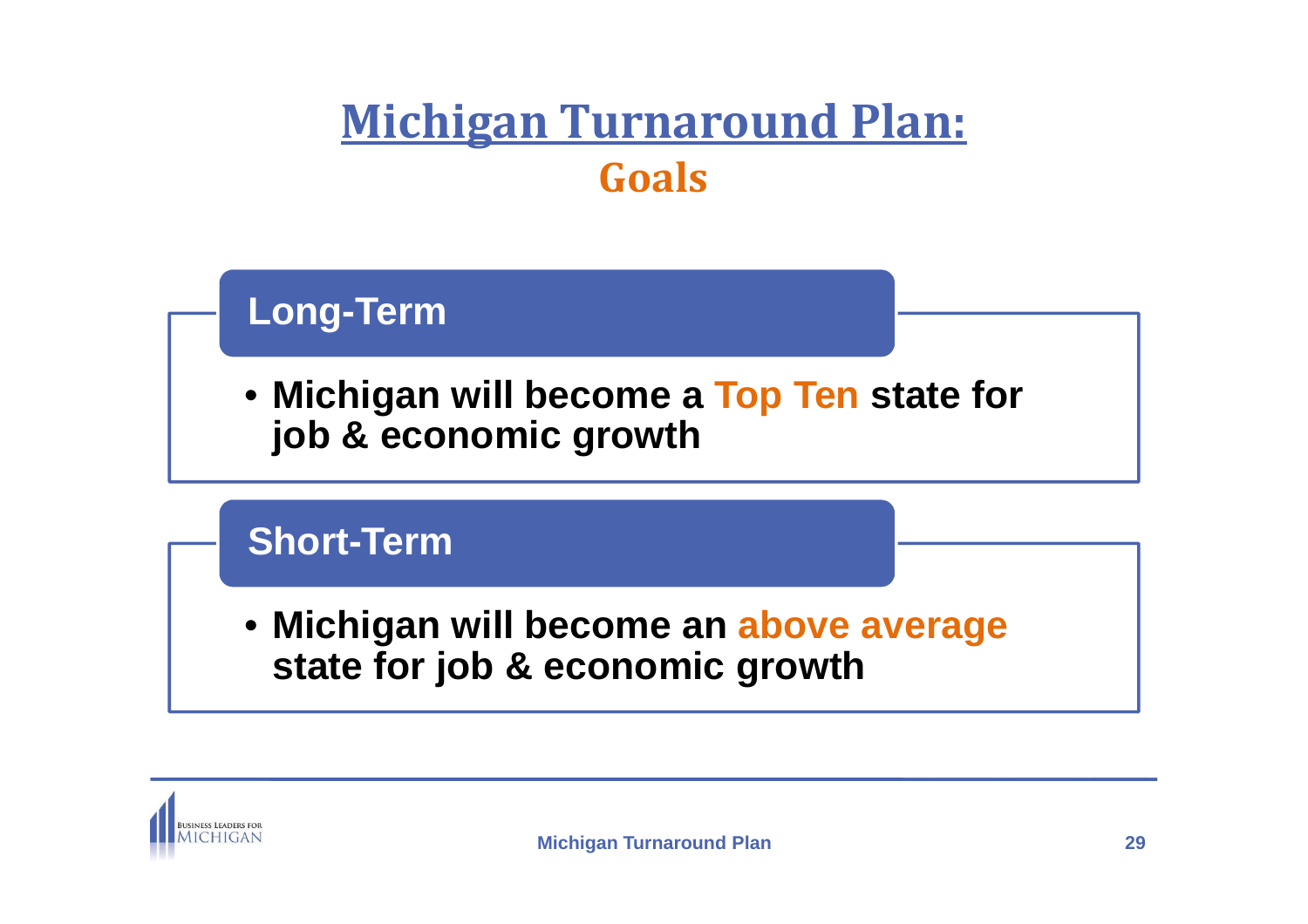# Michigan Turnaround Plan:

## Goals

### Long-Term

- Michigan will become a **Top Ten** state for job & economic growth

### Short-Term

- Michigan will become an **above average** state for job & economic growth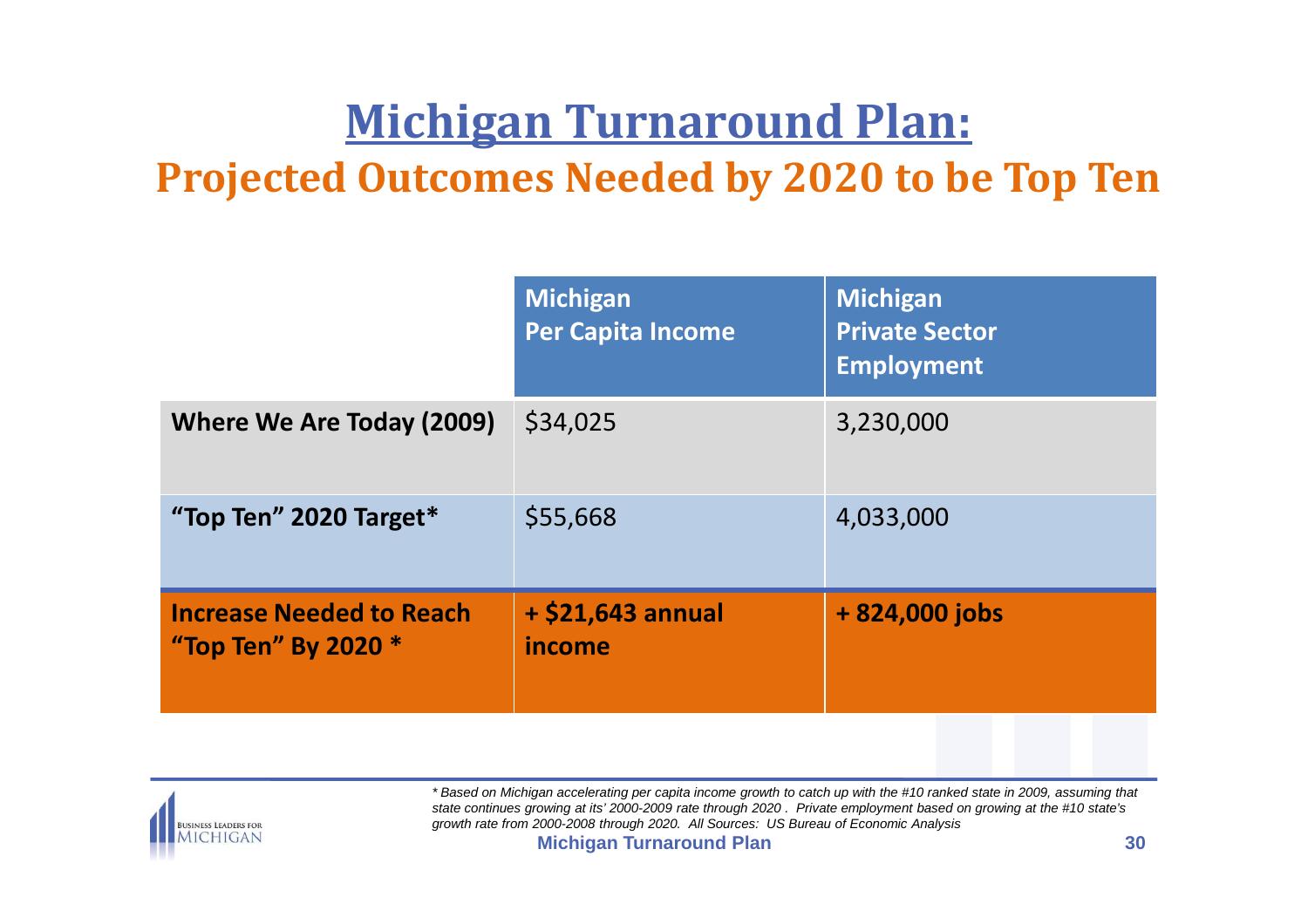# Michigan Turnaround Plan:

## Projected Outcomes Needed by 2020 to be Top Ten

| | Michigan Per Capita Income | Michigan Private Sector Employment |
|---|---|---|
| **Where We Are Today (2009)** | $34,025 | 3,230,000 |
| **"Top Ten" 2020 Target*** | $55,668 | 4,033,000 |
| **Increase Needed to Reach "Top Ten" By 2020 *** | **+ $21,643 annual income** | **+ 824,000 jobs** |

*\* Based on Michigan accelerating per capita income growth to catch up with the #10 ranked state in 2009, assuming that state continues growing at its' 2000-2009 rate through 2020 . Private employment based on growing at the #10 state's growth rate from 2000-2008 through 2020. All Sources: US Bureau of Economic Analysis*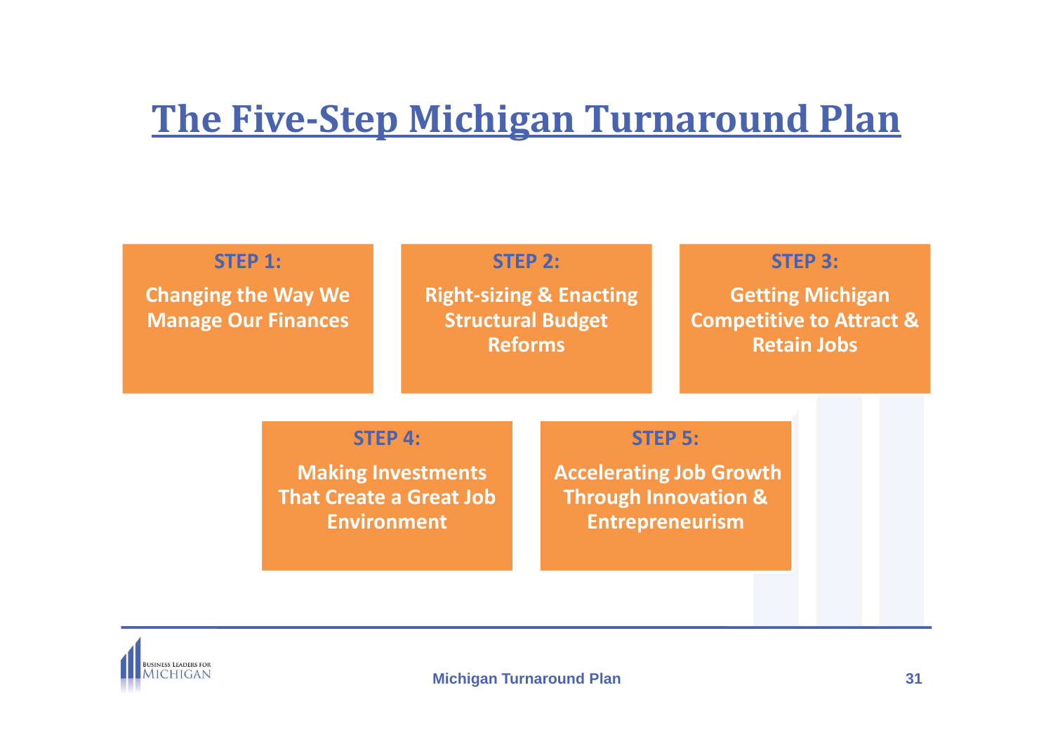# The Five-Step Michigan Turnaround Plan

**STEP 1:**

**Changing the Way We Manage Our Finances**

**STEP 2:**

**Right-sizing & Enacting Structural Budget Reforms**

**STEP 3:**

**Getting Michigan Competitive to Attract & Retain Jobs**

**STEP 4:**

**Making Investments That Create a Great Job Environment**

**STEP 5:**

**Accelerating Job Growth Through Innovation & Entrepreneurism**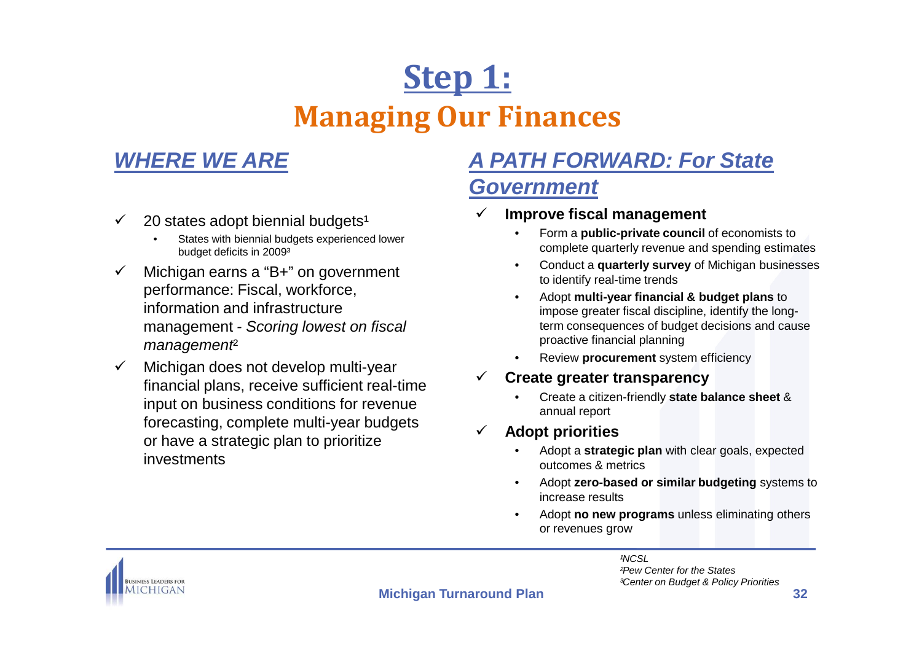# Step 1:

## Managing Our Finances

### WHERE WE ARE

- ✓ 20 states adopt biennial budgets[1]
  - States with biennial budgets experienced lower budget deficits in 2009[3]
- ✓ Michigan earns a "B+" on government performance: Fiscal, workforce, information and infrastructure management - *Scoring lowest on fiscal management*[2]
- ✓ Michigan does not develop multi-year financial plans, receive sufficient real-time input on business conditions for revenue forecasting, complete multi-year budgets or have a strategic plan to prioritize investments

### A PATH FORWARD: For State Government

- ✓ **Improve fiscal management**
  - Form a **public-private council** of economists to complete quarterly revenue and spending estimates
  - Conduct a **quarterly survey** of Michigan businesses to identify real-time trends
  - Adopt **multi-year financial & budget plans** to impose greater fiscal discipline, identify the long-term consequences of budget decisions and cause proactive financial planning
  - Review **procurement** system efficiency
- ✓ **Create greater transparency**
  - Create a citizen-friendly **state balance sheet** & annual report
- ✓ **Adopt priorities**
  - Adopt a **strategic plan** with clear goals, expected outcomes & metrics
  - Adopt **zero-based or similar budgeting** systems to increase results
  - Adopt **no new programs** unless eliminating others or revenues grow

*[1]NCSL*
*[2]Pew Center for the States*
*[3]Center on Budget & Policy Priorities*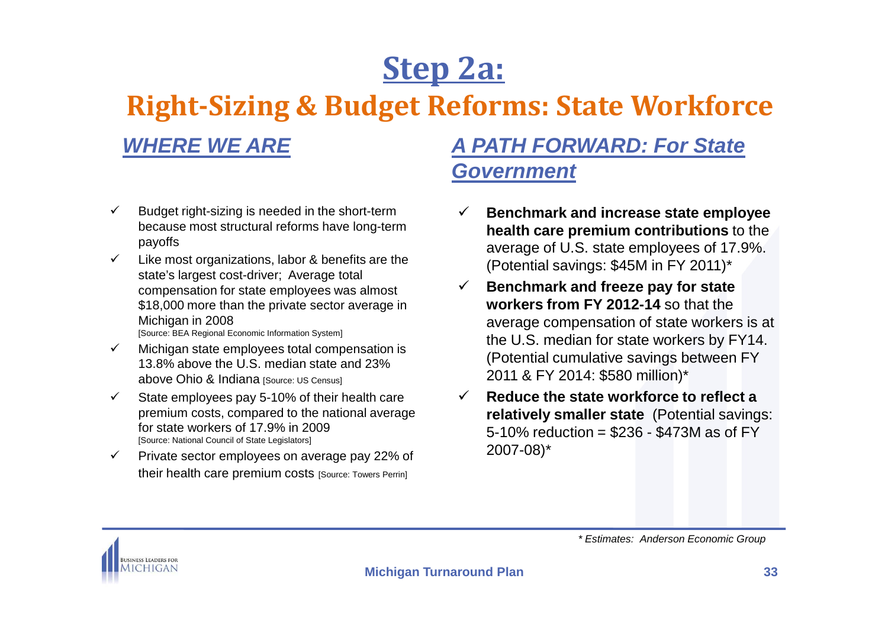# Step 2a:

## Right-Sizing & Budget Reforms: State Workforce

### *WHERE WE ARE*

- ✓ Budget right-sizing is needed in the short-term because most structural reforms have long-term payoffs
- ✓ Like most organizations, labor & benefits are the state's largest cost-driver; Average total compensation for state employees was almost $18,000 more than the private sector average in Michigan in 2008 [Source: BEA Regional Economic Information System]
- ✓ Michigan state employees total compensation is 13.8% above the U.S. median state and 23% above Ohio & Indiana [Source: US Census]
- ✓ State employees pay 5-10% of their health care premium costs, compared to the national average for state workers of 17.9% in 2009 [Source: National Council of State Legislators]
- ✓ Private sector employees on average pay 22% of their health care premium costs [Source: Towers Perrin]

### *A PATH FORWARD: For State Government*

- ✓ **Benchmark and increase state employee health care premium contributions** to the average of U.S. state employees of 17.9%. (Potential savings: $45M in FY 2011)*
- ✓ **Benchmark and freeze pay for state workers from FY 2012-14** so that the average compensation of state workers is at the U.S. median for state workers by FY14. (Potential cumulative savings between FY 2011 & FY 2014: $580 million)*
- ✓ **Reduce the state workforce to reflect a relatively smaller state** (Potential savings: 5-10% reduction = $236 - $473M as of FY 2007-08)*

*\* Estimates: Anderson Economic Group*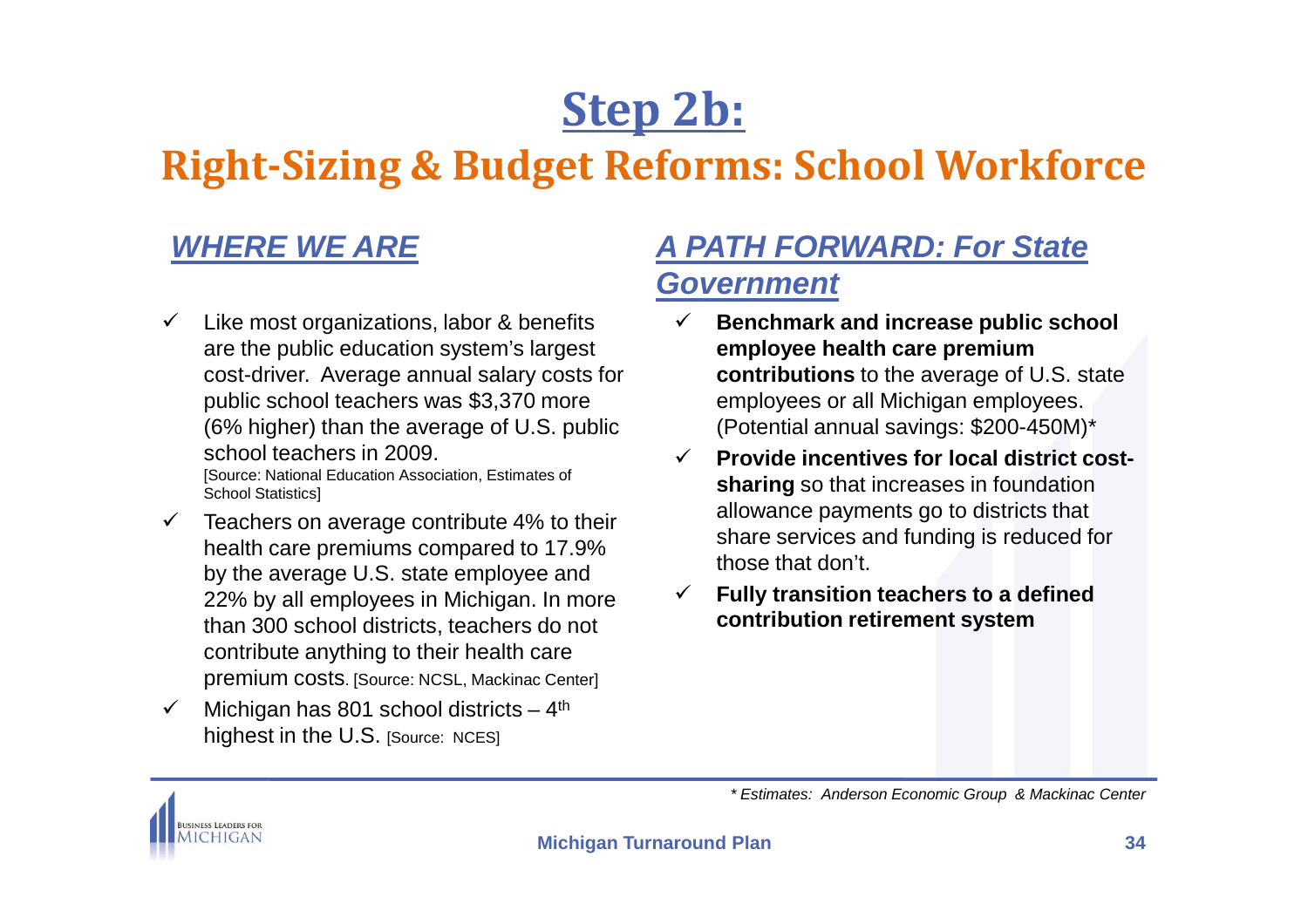# Step 2b:

## Right-Sizing & Budget Reforms: School Workforce

### *WHERE WE ARE*

- ✓ Like most organizations, labor & benefits are the public education system's largest cost-driver. Average annual salary costs for public school teachers was $3,370 more (6% higher) than the average of U.S. public school teachers in 2009. [Source: National Education Association, Estimates of School Statistics]
- ✓ Teachers on average contribute 4% to their health care premiums compared to 17.9% by the average U.S. state employee and 22% by all employees in Michigan. In more than 300 school districts, teachers do not contribute anything to their health care premium costs. [Source: NCSL, Mackinac Center]
- ✓ Michigan has 801 school districts – 4th highest in the U.S. [Source: NCES]

### *A PATH FORWARD: For State Government*

- ✓ **Benchmark and increase public school employee health care premium contributions** to the average of U.S. state employees or all Michigan employees. (Potential annual savings: $200-450M)*
- ✓ **Provide incentives for local district cost-sharing** so that increases in foundation allowance payments go to districts that share services and funding is reduced for those that don't.
- ✓ **Fully transition teachers to a defined contribution retirement system**

*\* Estimates: Anderson Economic Group & Mackinac Center*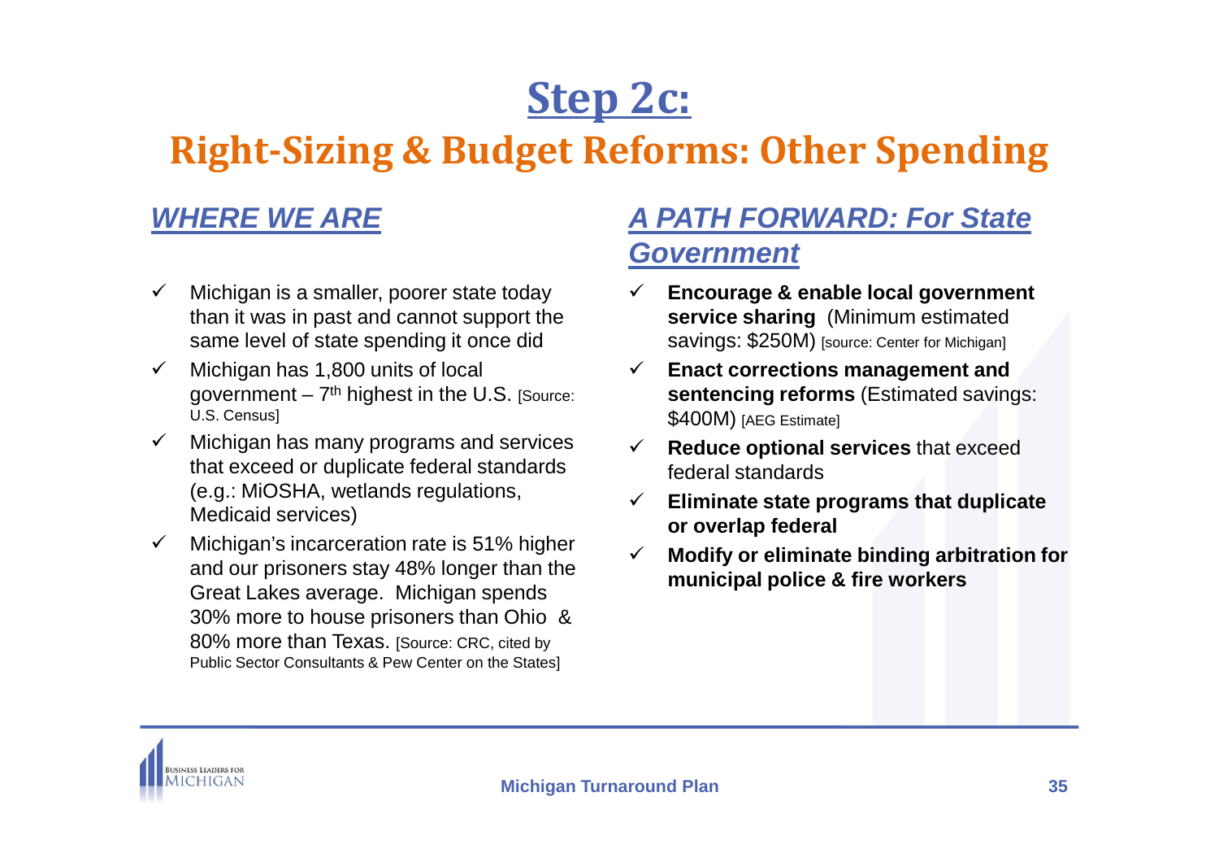# Step 2c:

## Right-Sizing & Budget Reforms: Other Spending

### *WHERE WE ARE*

- ✓ Michigan is a smaller, poorer state today than it was in past and cannot support the same level of state spending it once did
- ✓ Michigan has 1,800 units of local government – 7th highest in the U.S. [Source: U.S. Census]
- ✓ Michigan has many programs and services that exceed or duplicate federal standards (e.g.: MiOSHA, wetlands regulations, Medicaid services)
- ✓ Michigan's incarceration rate is 51% higher and our prisoners stay 48% longer than the Great Lakes average. Michigan spends 30% more to house prisoners than Ohio & 80% more than Texas. [Source: CRC, cited by Public Sector Consultants & Pew Center on the States]

### *A PATH FORWARD: For State Government*

- ✓ **Encourage & enable local government service sharing** (Minimum estimated savings: $250M) [source: Center for Michigan]
- ✓ **Enact corrections management and sentencing reforms** (Estimated savings: $400M) [AEG Estimate]
- ✓ **Reduce optional services** that exceed federal standards
- ✓ **Eliminate state programs that duplicate or overlap federal**
- ✓ **Modify or eliminate binding arbitration for municipal police & fire workers**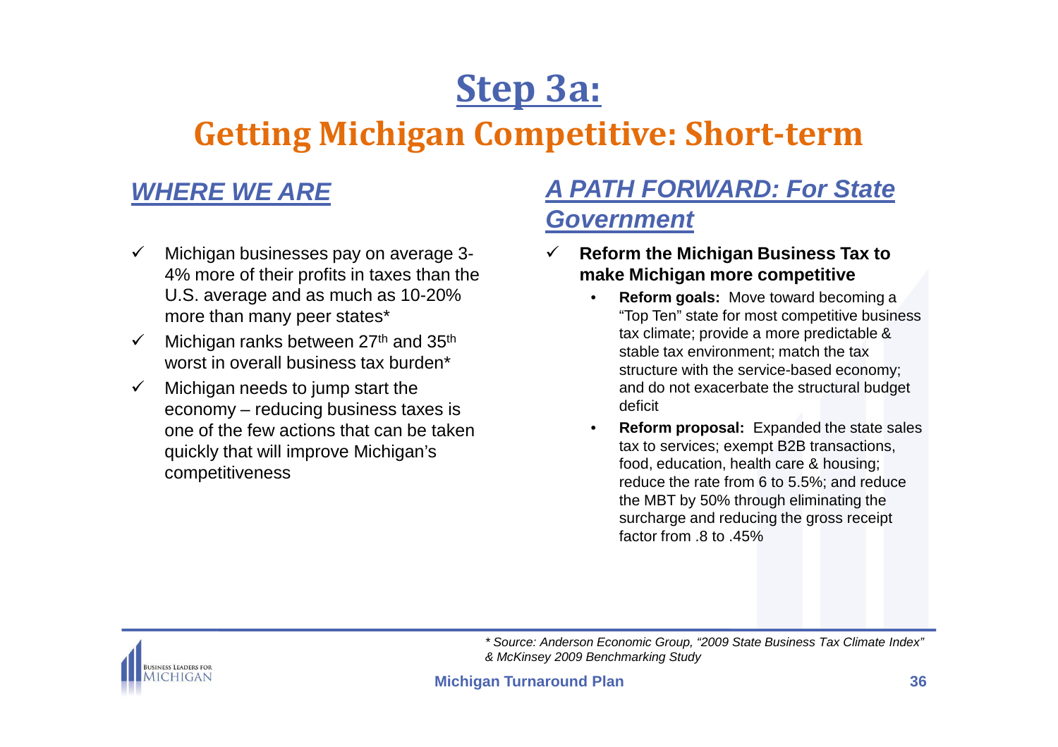# Step 3a:

## Getting Michigan Competitive: Short-term

### *WHERE WE ARE*

- ✓ Michigan businesses pay on average 3-4% more of their profits in taxes than the U.S. average and as much as 10-20% more than many peer states*
- ✓ Michigan ranks between 27th and 35th worst in overall business tax burden*
- ✓ Michigan needs to jump start the economy – reducing business taxes is one of the few actions that can be taken quickly that will improve Michigan's competitiveness

### *A PATH FORWARD: For State Government*

- ✓ **Reform the Michigan Business Tax to make Michigan more competitive**
  - **Reform goals:** Move toward becoming a "Top Ten" state for most competitive business tax climate; provide a more predictable & stable tax environment; match the tax structure with the service-based economy; and do not exacerbate the structural budget deficit
  - **Reform proposal:** Expanded the state sales tax to services; exempt B2B transactions, food, education, health care & housing; reduce the rate from 6 to 5.5%; and reduce the MBT by 50% through eliminating the surcharge and reducing the gross receipt factor from .8 to .45%

*\* Source: Anderson Economic Group, "2009 State Business Tax Climate Index" & McKinsey 2009 Benchmarking Study*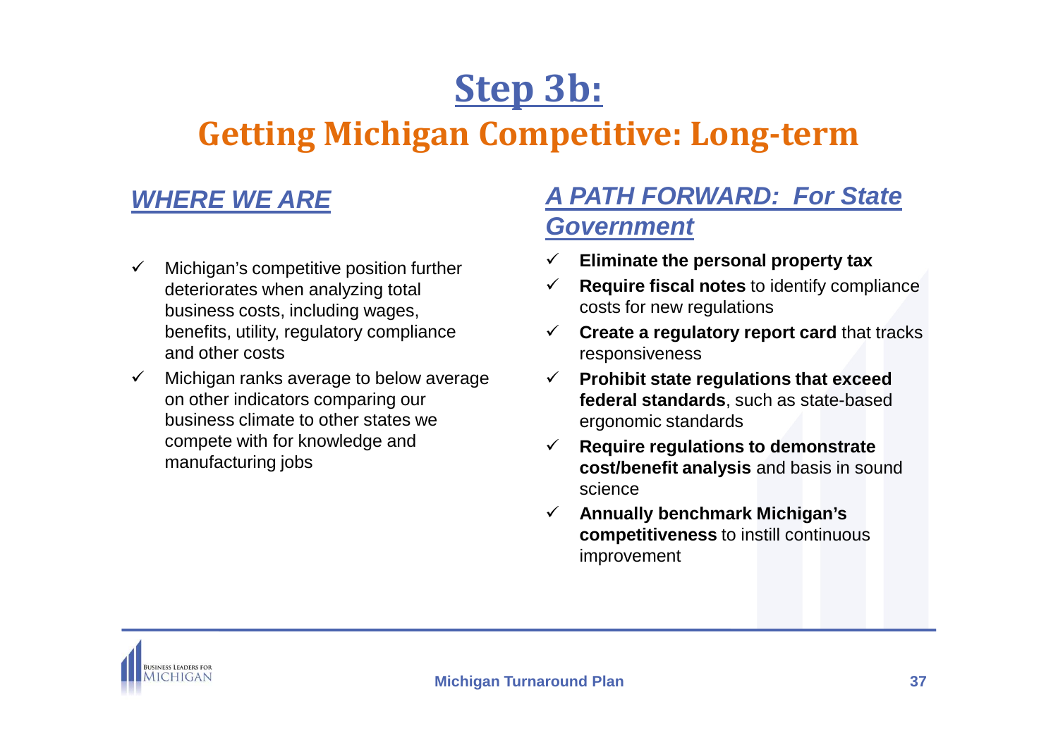# Step 3b:

## Getting Michigan Competitive: Long-term

### *WHERE WE ARE*

- ✓ Michigan's competitive position further deteriorates when analyzing total business costs, including wages, benefits, utility, regulatory compliance and other costs
- ✓ Michigan ranks average to below average on other indicators comparing our business climate to other states we compete with for knowledge and manufacturing jobs

### *A PATH FORWARD: For State Government*

- ✓ **Eliminate the personal property tax**
- ✓ **Require fiscal notes** to identify compliance costs for new regulations
- ✓ **Create a regulatory report card** that tracks responsiveness
- ✓ **Prohibit state regulations that exceed federal standards**, such as state-based ergonomic standards
- ✓ **Require regulations to demonstrate cost/benefit analysis** and basis in sound science
- ✓ **Annually benchmark Michigan's competitiveness** to instill continuous improvement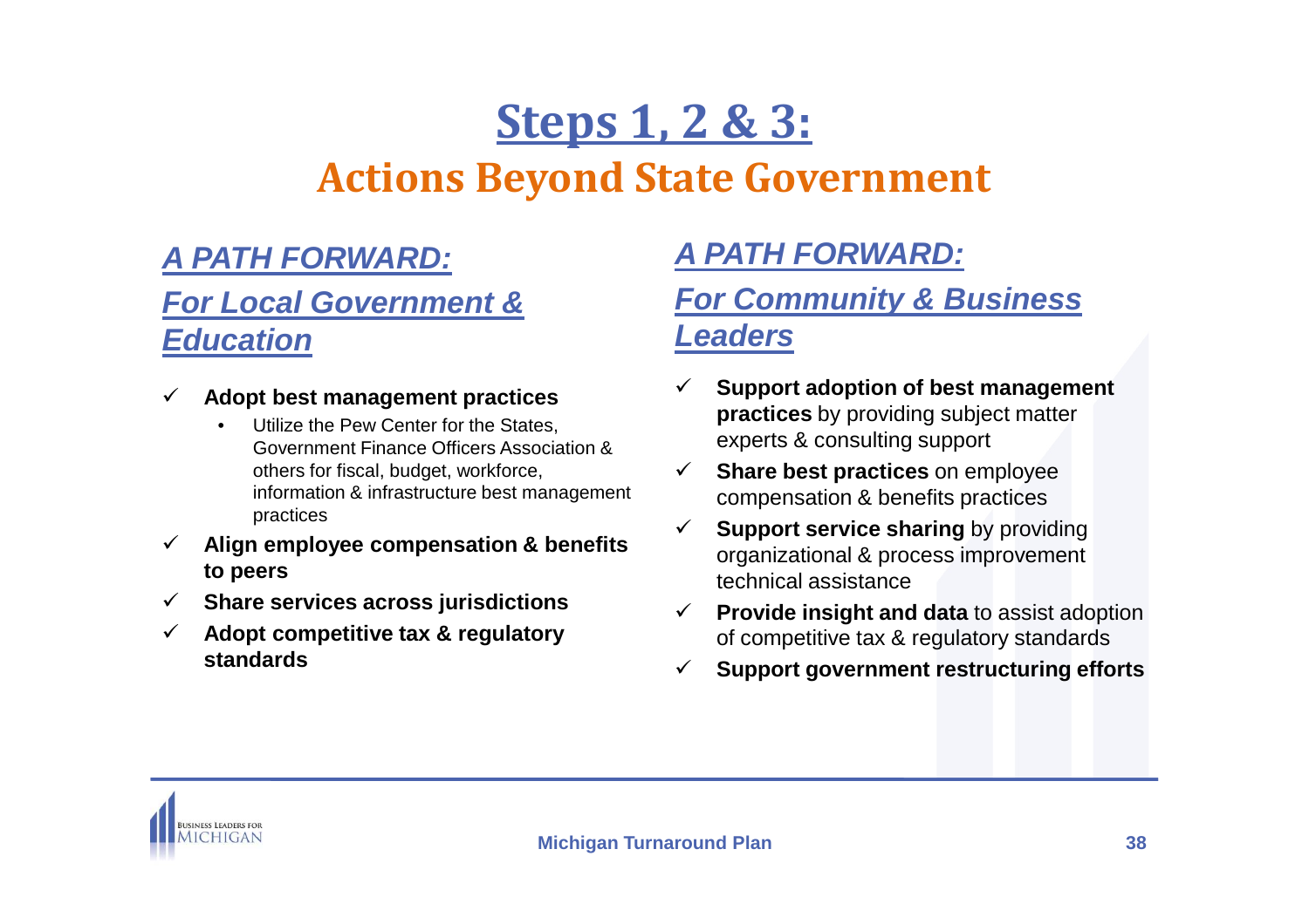# Steps 1, 2 & 3:

## Actions Beyond State Government

### *A PATH FORWARD:*

### *For Local Government & Education*

- ✓ **Adopt best management practices**
  - Utilize the Pew Center for the States, Government Finance Officers Association & others for fiscal, budget, workforce, information & infrastructure best management practices
- ✓ **Align employee compensation & benefits to peers**
- ✓ **Share services across jurisdictions**
- ✓ **Adopt competitive tax & regulatory standards**

### *A PATH FORWARD:*

### *For Community & Business Leaders*

- ✓ **Support adoption of best management practices** by providing subject matter experts & consulting support
- ✓ **Share best practices** on employee compensation & benefits practices
- ✓ **Support service sharing** by providing organizational & process improvement technical assistance
- ✓ **Provide insight and data** to assist adoption of competitive tax & regulatory standards
- ✓ **Support government restructuring efforts**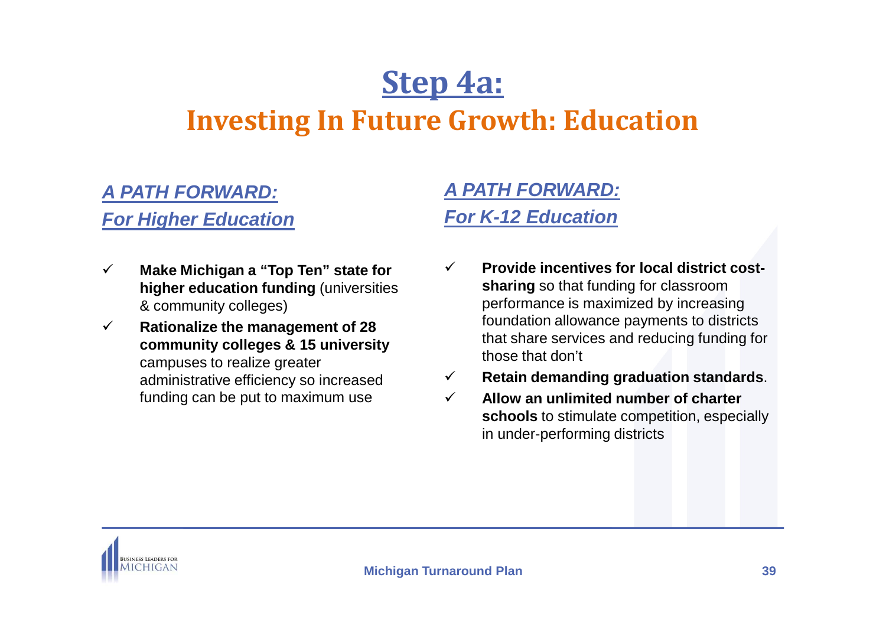# Step 4a:

## Investing In Future Growth: Education

### *A PATH FORWARD: For Higher Education*

- ✓ **Make Michigan a "Top Ten" state for higher education funding** (universities & community colleges)
- ✓ **Rationalize the management of 28 community colleges & 15 university** campuses to realize greater administrative efficiency so increased funding can be put to maximum use

### *A PATH FORWARD: For K-12 Education*

- ✓ **Provide incentives for local district cost-sharing** so that funding for classroom performance is maximized by increasing foundation allowance payments to districts that share services and reducing funding for those that don't
- ✓ **Retain demanding graduation standards**.
- ✓ **Allow an unlimited number of charter schools** to stimulate competition, especially in under-performing districts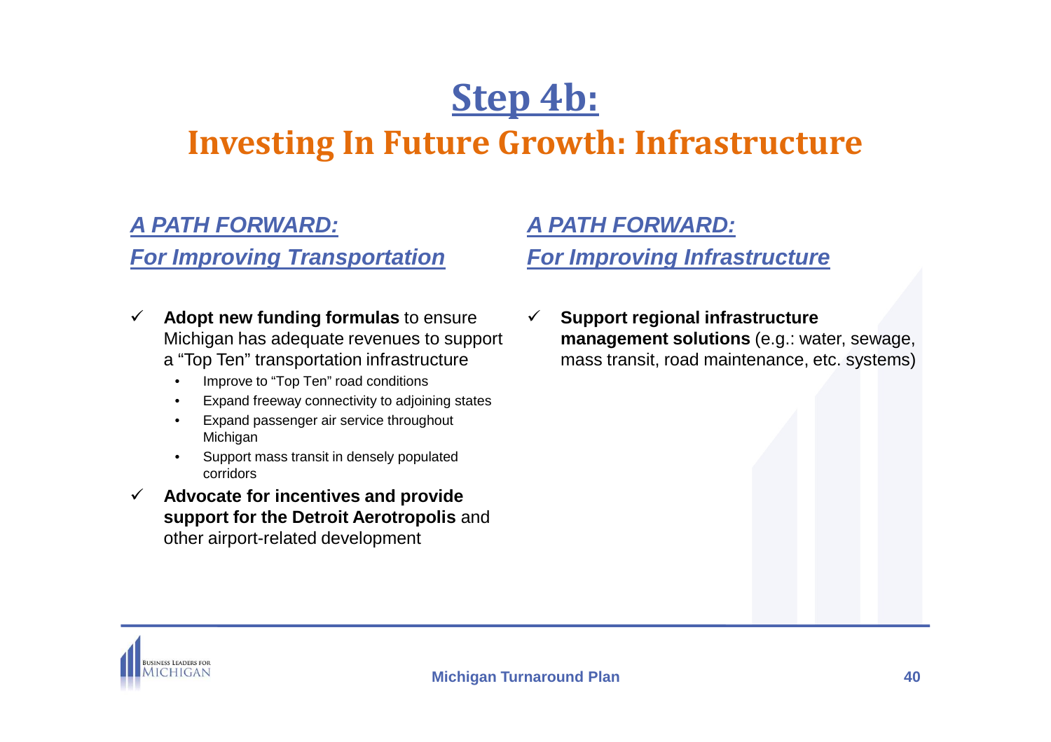# Step 4b:

## Investing In Future Growth: Infrastructure

### *A PATH FORWARD: For Improving Transportation*

- ✓ **Adopt new funding formulas** to ensure Michigan has adequate revenues to support a "Top Ten" transportation infrastructure
  - Improve to "Top Ten" road conditions
  - Expand freeway connectivity to adjoining states
  - Expand passenger air service throughout Michigan
  - Support mass transit in densely populated corridors
- ✓ **Advocate for incentives and provide support for the Detroit Aerotropolis** and other airport-related development

### *A PATH FORWARD: For Improving Infrastructure*

- ✓ **Support regional infrastructure management solutions** (e.g.: water, sewage, mass transit, road maintenance, etc. systems)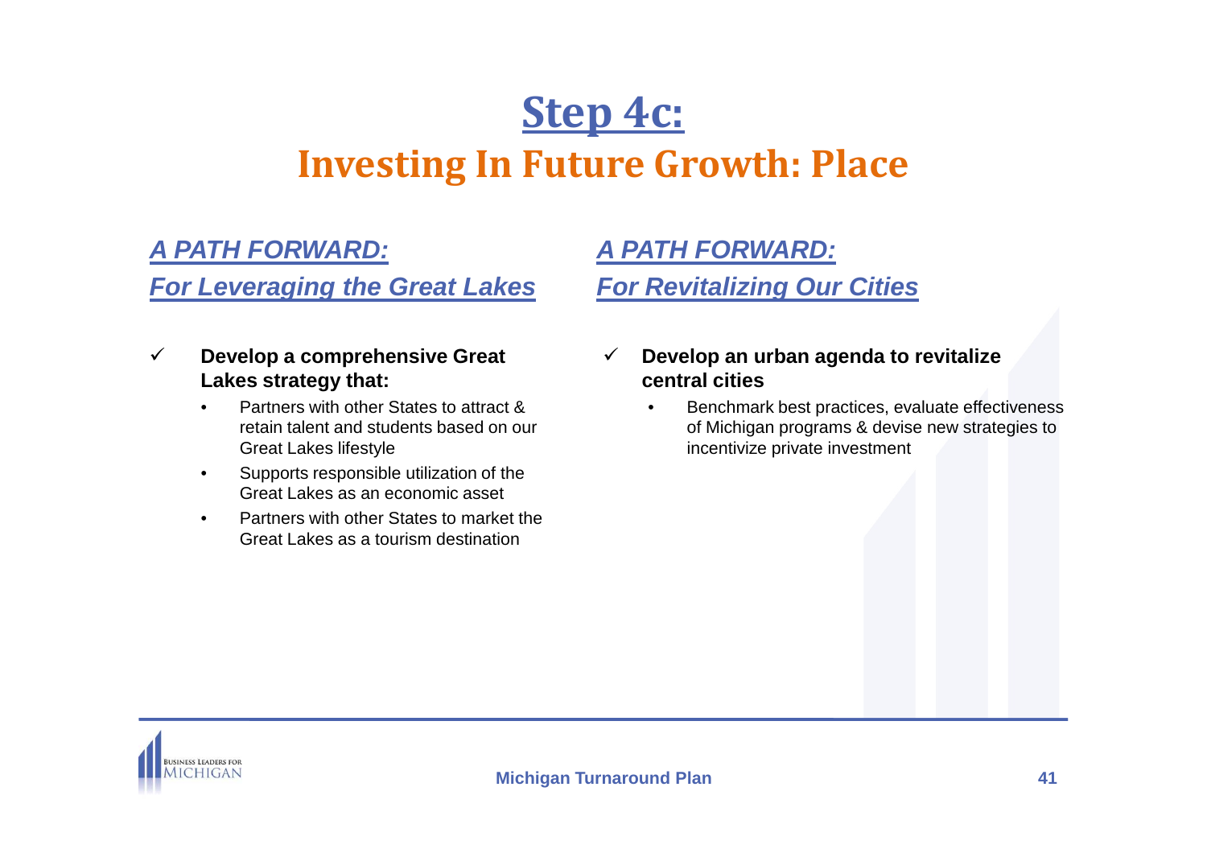# Step 4c:

## Investing In Future Growth: Place

### *A PATH FORWARD: For Leveraging the Great Lakes*

- ✓ **Develop a comprehensive Great Lakes strategy that:**
  - Partners with other States to attract & retain talent and students based on our Great Lakes lifestyle
  - Supports responsible utilization of the Great Lakes as an economic asset
  - Partners with other States to market the Great Lakes as a tourism destination

### *A PATH FORWARD: For Revitalizing Our Cities*

- ✓ **Develop an urban agenda to revitalize central cities**
  - Benchmark best practices, evaluate effectiveness of Michigan programs & devise new strategies to incentivize private investment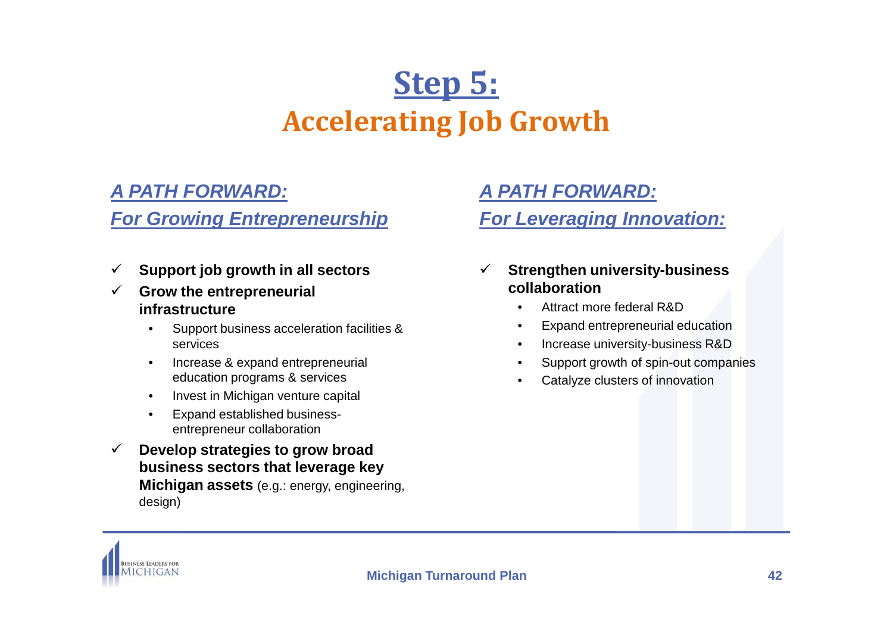# Step 5:
## Accelerating Job Growth

### *A PATH FORWARD: For Growing Entrepreneurship*

- ✓ **Support job growth in all sectors**
- ✓ **Grow the entrepreneurial infrastructure**
  - Support business acceleration facilities & services
  - Increase & expand entrepreneurial education programs & services
  - Invest in Michigan venture capital
  - Expand established business-entrepreneur collaboration
- ✓ **Develop strategies to grow broad business sectors that leverage key Michigan assets** (e.g.: energy, engineering, design)

### *A PATH FORWARD: For Leveraging Innovation:*

- ✓ **Strengthen university-business collaboration**
  - Attract more federal R&D
  - Expand entrepreneurial education
  - Increase university-business R&D
  - Support growth of spin-out companies
  - Catalyze clusters of innovation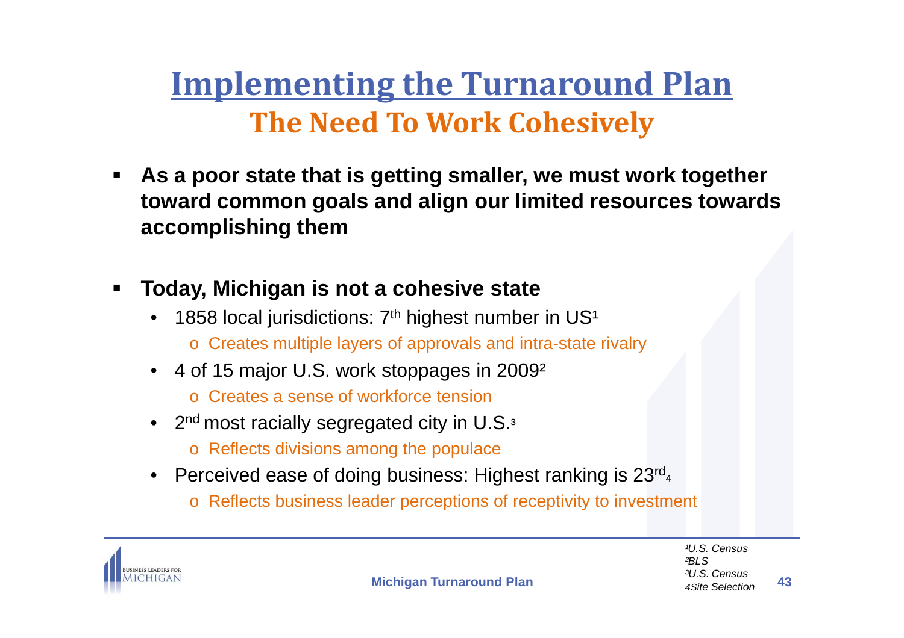# Implementing the Turnaround Plan

## The Need To Work Cohesively

- **As a poor state that is getting smaller, we must work together toward common goals and align our limited resources towards accomplishing them**

- **Today, Michigan is not a cohesive state**
  - 1858 local jurisdictions: 7th highest number in US[1]
    - Creates multiple layers of approvals and intra-state rivalry
  - 4 of 15 major U.S. work stoppages in 2009[2]
    - Creates a sense of workforce tension
  - 2nd most racially segregated city in U.S.[3]
    - Reflects divisions among the populace
  - Perceived ease of doing business: Highest ranking is 23rd[4]
    - Reflects business leader perceptions of receptivity to investment

*[1]U.S. Census*
*[2]BLS*
*[3]U.S. Census*
*[4]Site Selection*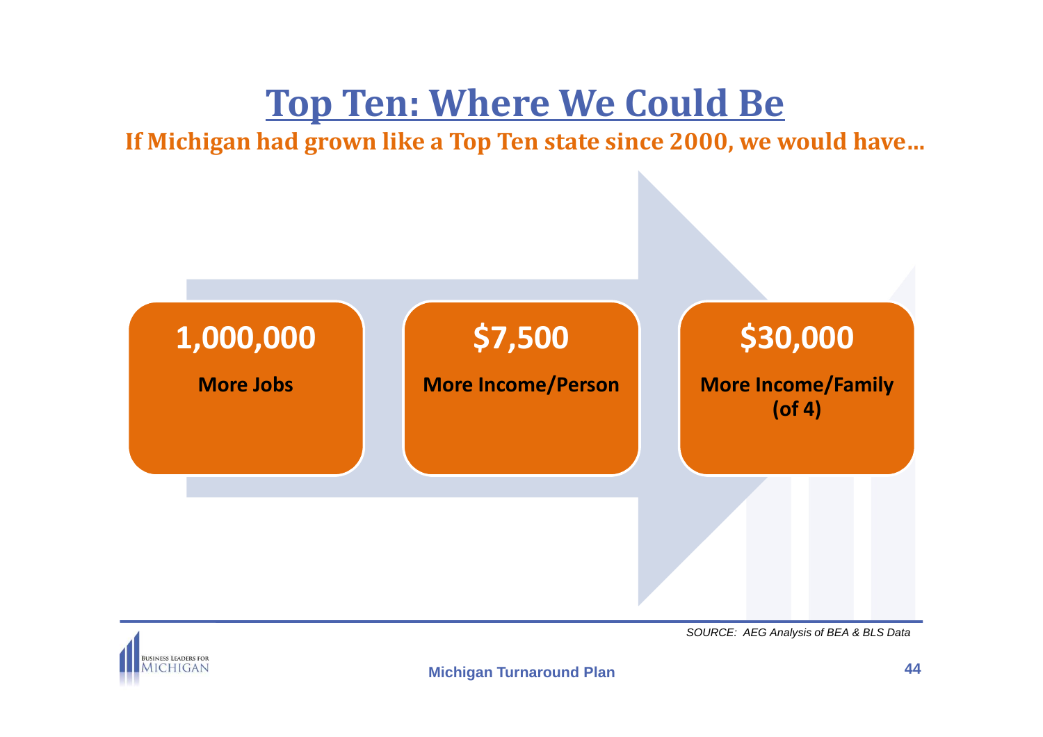# Top Ten: Where We Could Be

**If Michigan had grown like a Top Ten state since 2000, we would have…**

**1,000,000**

**More Jobs**

**$7,500**

**More Income/Person**

**$30,000**

**More Income/Family (of 4)**

*SOURCE: AEG Analysis of BEA & BLS Data*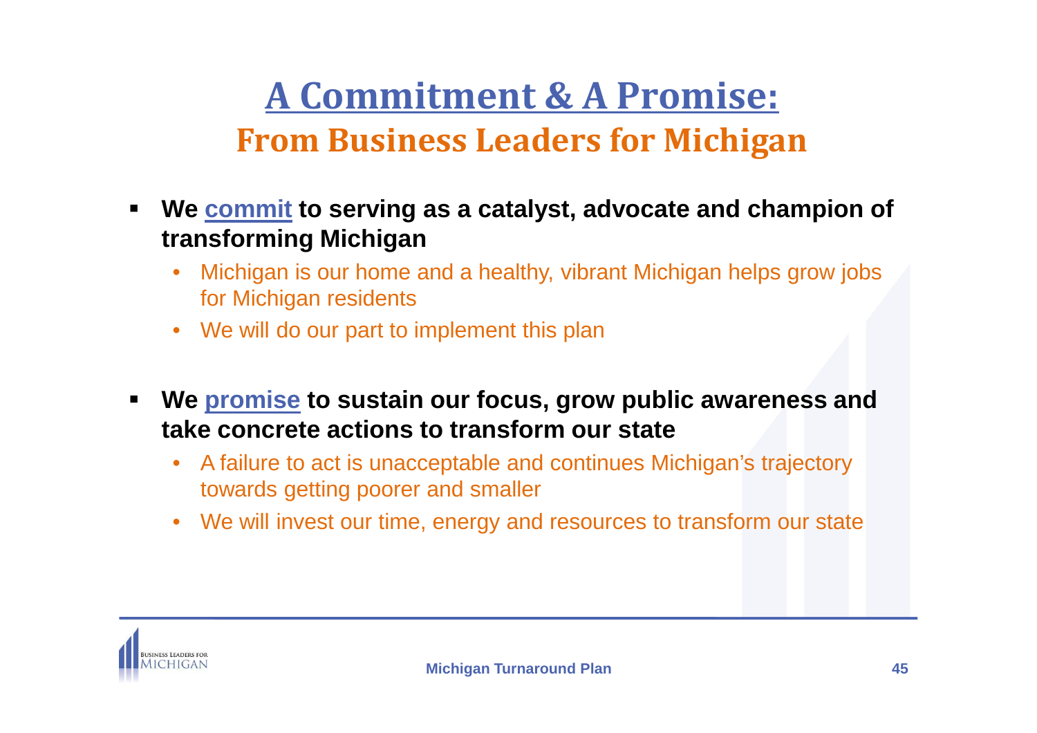# A Commitment & A Promise:

## From Business Leaders for Michigan

- **We commit to serving as a catalyst, advocate and champion of transforming Michigan**
  - Michigan is our home and a healthy, vibrant Michigan helps grow jobs for Michigan residents
  - We will do our part to implement this plan

- **We promise to sustain our focus, grow public awareness and take concrete actions to transform our state**
  - A failure to act is unacceptable and continues Michigan's trajectory towards getting poorer and smaller
  - We will invest our time, energy and resources to transform our state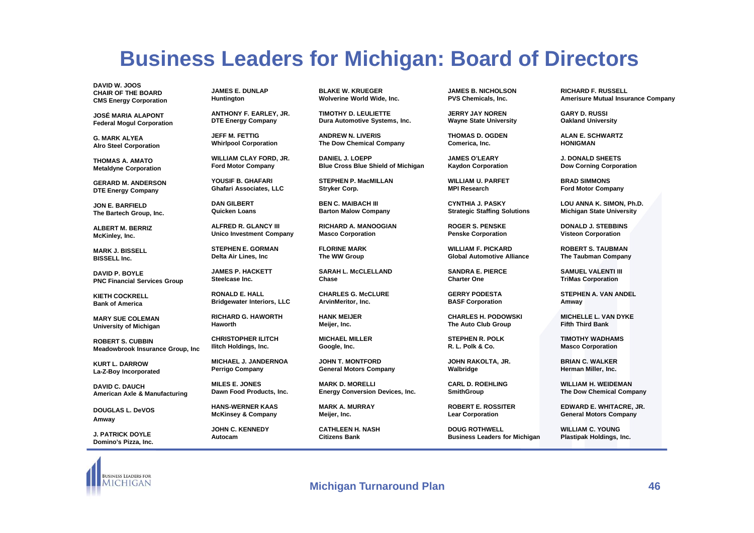# Business Leaders for Michigan: Board of Directors

**DAVID W. JOOS**
**CHAIR OF THE BOARD**
**CMS Energy Corporation**

**JOSÉ MARIA ALAPONT**
**Federal Mogul Corporation**

**G. MARK ALYEA**
**Alro Steel Corporation**

**THOMAS A. AMATO**
**Metaldyne Corporation**

**GERARD M. ANDERSON**
**DTE Energy Company**

**JON E. BARFIELD**
**The Bartech Group, Inc.**

**ALBERT M. BERRIZ**
**McKinley, Inc.**

**MARK J. BISSELL**
**BISSELL Inc.**

**DAVID P. BOYLE**
**PNC Financial Services Group**

**KIETH COCKRELL**
**Bank of America**

**MARY SUE COLEMAN**
**University of Michigan**

**ROBERT S. CUBBIN**
**Meadowbrook Insurance Group, Inc**

**KURT L. DARROW**
**La-Z-Boy Incorporated**

**DAVID C. DAUCH**
**American Axle & Manufacturing**

**DOUGLAS L. DeVOS**
**Amway**

**J. PATRICK DOYLE**
**Domino's Pizza, Inc.**

**JAMES E. DUNLAP**
**Huntington**

**ANTHONY F. EARLEY, JR.**
**DTE Energy Company**

**JEFF M. FETTIG**
**Whirlpool Corporation**

**WILLIAM CLAY FORD, JR.**
**Ford Motor Company**

**YOUSIF B. GHAFARI**
**Ghafari Associates, LLC**

**DAN GILBERT**
**Quicken Loans**

**ALFRED R. GLANCY III**
**Unico Investment Company**

**STEPHEN E. GORMAN**
**Delta Air Lines, Inc**

**JAMES P. HACKETT**
**Steelcase Inc.**

**RONALD E. HALL**
**Bridgewater Interiors, LLC**

**RICHARD G. HAWORTH**
**Haworth**

**CHRISTOPHER ILITCH**
**Ilitch Holdings, Inc.**

**MICHAEL J. JANDERNOA**
**Perrigo Company**

**MILES E. JONES**
**Dawn Food Products, Inc.**

**HANS-WERNER KAAS**
**McKinsey & Company**

**JOHN C. KENNEDY**
**Autocam**

**BLAKE W. KRUEGER**
**Wolverine World Wide, Inc.**

**TIMOTHY D. LEULIETTE**
**Dura Automotive Systems, Inc.**

**ANDREW N. LIVERIS**
**The Dow Chemical Company**

**DANIEL J. LOEPP**
**Blue Cross Blue Shield of Michigan**

**STEPHEN P. MacMILLAN**
**Stryker Corp.**

**BEN C. MAIBACH III**
**Barton Malow Company**

**RICHARD A. MANOOGIAN**
**Masco Corporation**

**FLORINE MARK**
**The WW Group**

**SARAH L. McCLELLAND**
**Chase**

**CHARLES G. McCLURE**
**ArvinMeritor, Inc.**

**HANK MEIJER**
**Meijer, Inc.**

**MICHAEL MILLER**
**Google, Inc.**

**JOHN T. MONTFORD**
**General Motors Company**

**MARK D. MORELLI**
**Energy Conversion Devices, Inc.**

**MARK A. MURRAY**
**Meijer, Inc.**

**CATHLEEN H. NASH**
**Citizens Bank**

**JAMES B. NICHOLSON**
**PVS Chemicals, Inc.**

**JERRY JAY NOREN**
**Wayne State University**

**THOMAS D. OGDEN**
**Comerica, Inc.**

**JAMES O'LEARY**
**Kaydon Corporation**

**WILLIAM U. PARFET**
**MPI Research**

**CYNTHIA J. PASKY**
**Strategic Staffing Solutions**

**ROGER S. PENSKE**
**Penske Corporation**

**WILLIAM F. PICKARD**
**Global Automotive Alliance**

**SANDRA E. PIERCE**
**Charter One**

**GERRY PODESTA**
**BASF Corporation**

**CHARLES H. PODOWSKI**
**The Auto Club Group**

**STEPHEN R. POLK**
**R. L. Polk & Co.**

**JOHN RAKOLTA, JR.**
**Walbridge**

**CARL D. ROEHLING**
**SmithGroup**

**ROBERT E. ROSSITER**
**Lear Corporation**

**DOUG ROTHWELL**
**Business Leaders for Michigan**

**RICHARD F. RUSSELL**
**Amerisure Mutual Insurance Company**

**GARY D. RUSSI**
**Oakland University**

**ALAN E. SCHWARTZ**
**HONIGMAN**

**J. DONALD SHEETS**
**Dow Corning Corporation**

**BRAD SIMMONS**
**Ford Motor Company**

**LOU ANNA K. SIMON, Ph.D.**
**Michigan State University**

**DONALD J. STEBBINS**
**Visteon Corporation**

**ROBERT S. TAUBMAN**
**The Taubman Company**

**SAMUEL VALENTI III**
**TriMas Corporation**

**STEPHEN A. VAN ANDEL**
**Amway**

**MICHELLE L. VAN DYKE**
**Fifth Third Bank**

**TIMOTHY WADHAMS**
**Masco Corporation**

**BRIAN C. WALKER**
**Herman Miller, Inc.**

**WILLIAM H. WEIDEMAN**
**The Dow Chemical Company**

**EDWARD E. WHITACRE, JR.**
**General Motors Company**

**WILLIAM C. YOUNG**
**Plastipak Holdings, Inc.**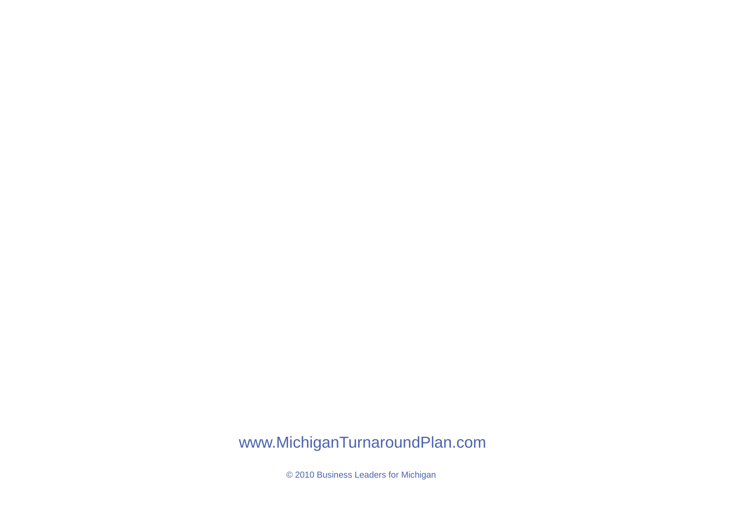www.MichiganTurnaroundPlan.com

© 2010 Business Leaders for Michigan